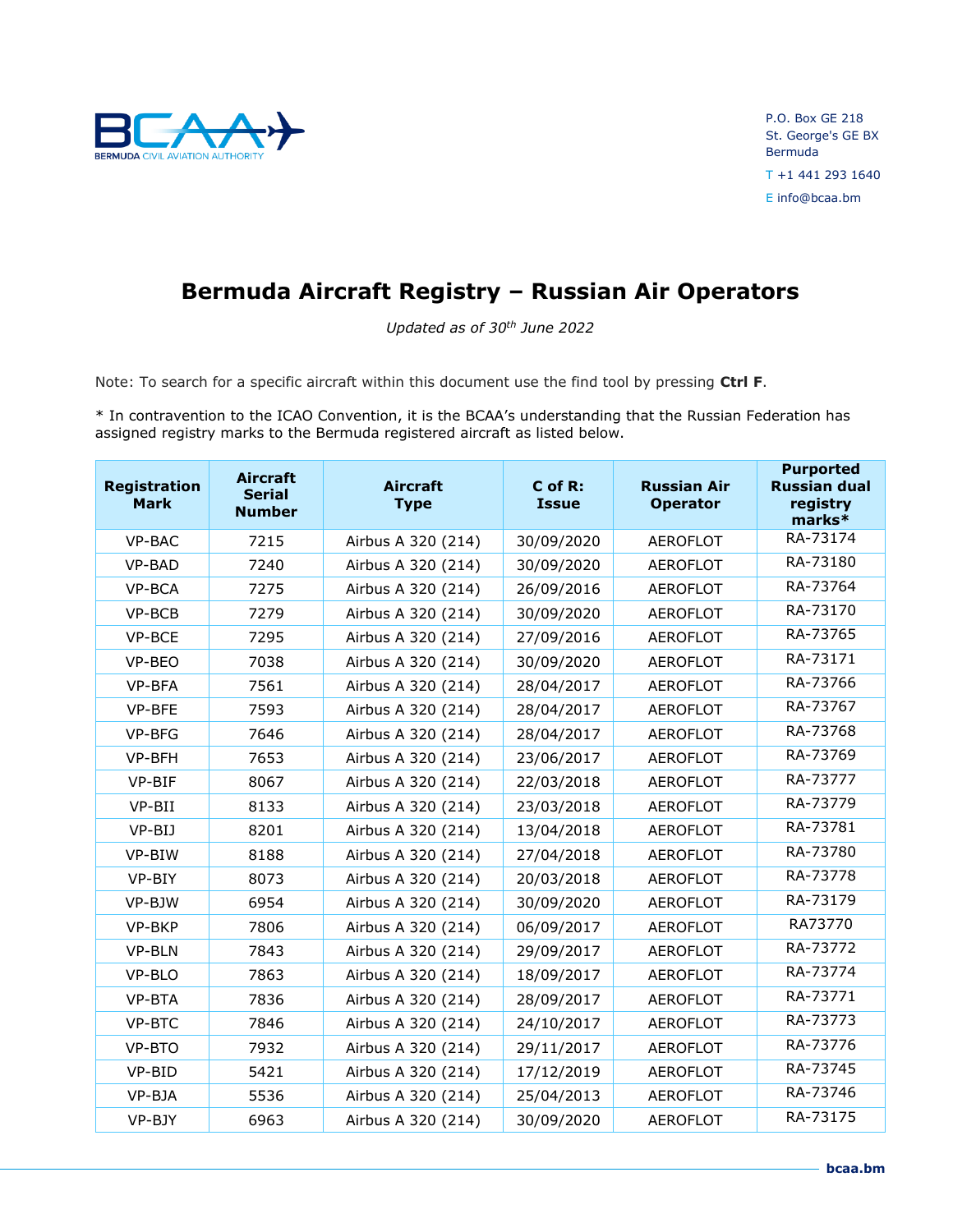BCAA BERMUDA CIVIL AVIATION AUTHORITY

P.O. Box GE 218
St. George's GE BX
Bermuda

T +1 441 293 1640

E info@bcaa.bm

# Bermuda Aircraft Registry – Russian Air Operators

*Updated as of 30th June 2022*

Note: To search for a specific aircraft within this document use the find tool by pressing **Ctrl F**.

* In contravention to the ICAO Convention, it is the BCAA's understanding that the Russian Federation has assigned registry marks to the Bermuda registered aircraft as listed below.

| Registration Mark | Aircraft Serial Number | Aircraft Type | C of R: Issue | Russian Air Operator | Purported Russian dual registry marks* |
|---|---|---|---|---|---|
| VP-BAC | 7215 | Airbus A 320 (214) | 30/09/2020 | AEROFLOT | RA-73174 |
| VP-BAD | 7240 | Airbus A 320 (214) | 30/09/2020 | AEROFLOT | RA-73180 |
| VP-BCA | 7275 | Airbus A 320 (214) | 26/09/2016 | AEROFLOT | RA-73764 |
| VP-BCB | 7279 | Airbus A 320 (214) | 30/09/2020 | AEROFLOT | RA-73170 |
| VP-BCE | 7295 | Airbus A 320 (214) | 27/09/2016 | AEROFLOT | RA-73765 |
| VP-BEO | 7038 | Airbus A 320 (214) | 30/09/2020 | AEROFLOT | RA-73171 |
| VP-BFA | 7561 | Airbus A 320 (214) | 28/04/2017 | AEROFLOT | RA-73766 |
| VP-BFE | 7593 | Airbus A 320 (214) | 28/04/2017 | AEROFLOT | RA-73767 |
| VP-BFG | 7646 | Airbus A 320 (214) | 28/04/2017 | AEROFLOT | RA-73768 |
| VP-BFH | 7653 | Airbus A 320 (214) | 23/06/2017 | AEROFLOT | RA-73769 |
| VP-BIF | 8067 | Airbus A 320 (214) | 22/03/2018 | AEROFLOT | RA-73777 |
| VP-BII | 8133 | Airbus A 320 (214) | 23/03/2018 | AEROFLOT | RA-73779 |
| VP-BIJ | 8201 | Airbus A 320 (214) | 13/04/2018 | AEROFLOT | RA-73781 |
| VP-BIW | 8188 | Airbus A 320 (214) | 27/04/2018 | AEROFLOT | RA-73780 |
| VP-BIY | 8073 | Airbus A 320 (214) | 20/03/2018 | AEROFLOT | RA-73778 |
| VP-BJW | 6954 | Airbus A 320 (214) | 30/09/2020 | AEROFLOT | RA-73179 |
| VP-BKP | 7806 | Airbus A 320 (214) | 06/09/2017 | AEROFLOT | RA73770 |
| VP-BLN | 7843 | Airbus A 320 (214) | 29/09/2017 | AEROFLOT | RA-73772 |
| VP-BLO | 7863 | Airbus A 320 (214) | 18/09/2017 | AEROFLOT | RA-73774 |
| VP-BTA | 7836 | Airbus A 320 (214) | 28/09/2017 | AEROFLOT | RA-73771 |
| VP-BTC | 7846 | Airbus A 320 (214) | 24/10/2017 | AEROFLOT | RA-73773 |
| VP-BTO | 7932 | Airbus A 320 (214) | 29/11/2017 | AEROFLOT | RA-73776 |
| VP-BID | 5421 | Airbus A 320 (214) | 17/12/2019 | AEROFLOT | RA-73745 |
| VP-BJA | 5536 | Airbus A 320 (214) | 25/04/2013 | AEROFLOT | RA-73746 |
| VP-BJY | 6963 | Airbus A 320 (214) | 30/09/2020 | AEROFLOT | RA-73175 |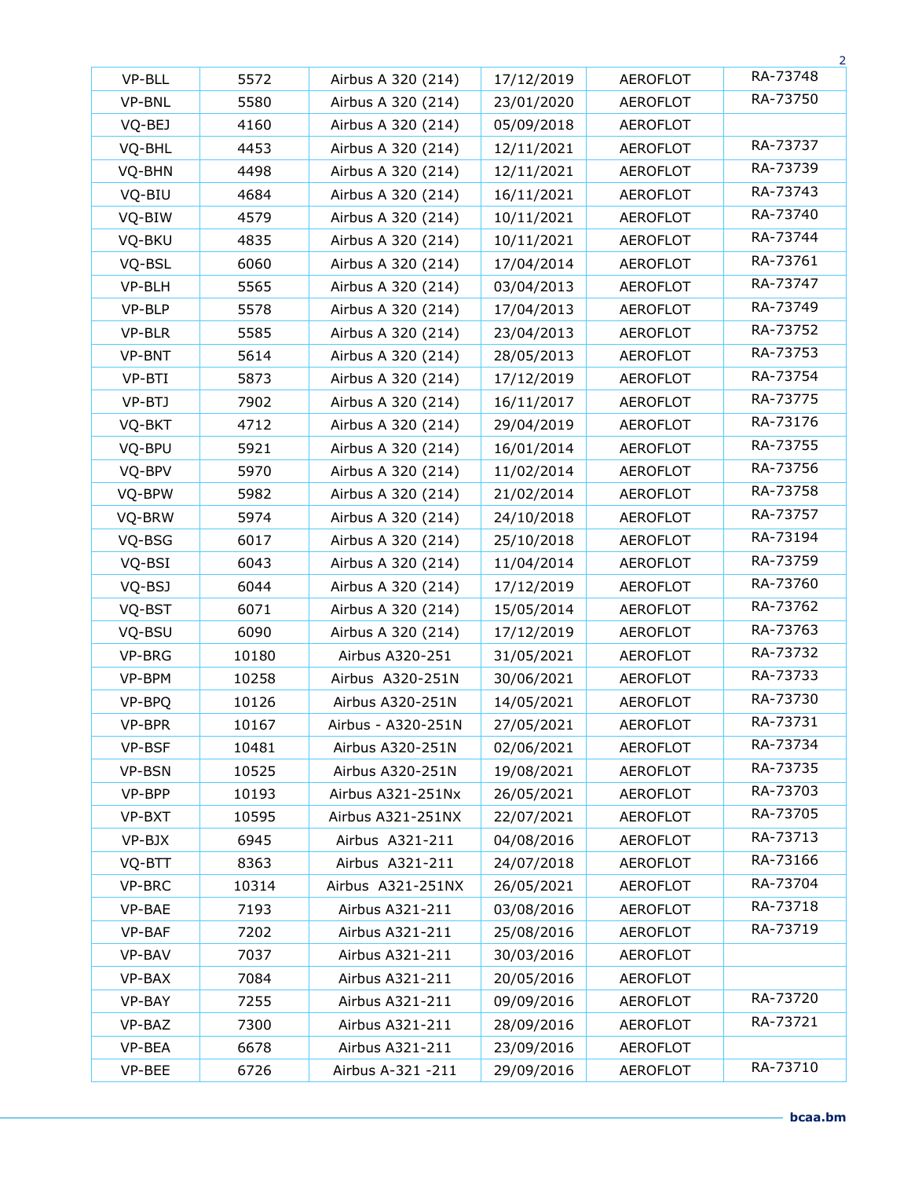| VP-BLL | 5572 | Airbus A 320 (214) | 17/12/2019 | AEROFLOT | RA-73748 |
|---|---|---|---|---|---|
| VP-BNL | 5580 | Airbus A 320 (214) | 23/01/2020 | AEROFLOT | RA-73750 |
| VQ-BEJ | 4160 | Airbus A 320 (214) | 05/09/2018 | AEROFLOT | |
| VQ-BHL | 4453 | Airbus A 320 (214) | 12/11/2021 | AEROFLOT | RA-73737 |
| VQ-BHN | 4498 | Airbus A 320 (214) | 12/11/2021 | AEROFLOT | RA-73739 |
| VQ-BIU | 4684 | Airbus A 320 (214) | 16/11/2021 | AEROFLOT | RA-73743 |
| VQ-BIW | 4579 | Airbus A 320 (214) | 10/11/2021 | AEROFLOT | RA-73740 |
| VQ-BKU | 4835 | Airbus A 320 (214) | 10/11/2021 | AEROFLOT | RA-73744 |
| VQ-BSL | 6060 | Airbus A 320 (214) | 17/04/2014 | AEROFLOT | RA-73761 |
| VP-BLH | 5565 | Airbus A 320 (214) | 03/04/2013 | AEROFLOT | RA-73747 |
| VP-BLP | 5578 | Airbus A 320 (214) | 17/04/2013 | AEROFLOT | RA-73749 |
| VP-BLR | 5585 | Airbus A 320 (214) | 23/04/2013 | AEROFLOT | RA-73752 |
| VP-BNT | 5614 | Airbus A 320 (214) | 28/05/2013 | AEROFLOT | RA-73753 |
| VP-BTI | 5873 | Airbus A 320 (214) | 17/12/2019 | AEROFLOT | RA-73754 |
| VP-BTJ | 7902 | Airbus A 320 (214) | 16/11/2017 | AEROFLOT | RA-73775 |
| VQ-BKT | 4712 | Airbus A 320 (214) | 29/04/2019 | AEROFLOT | RA-73176 |
| VQ-BPU | 5921 | Airbus A 320 (214) | 16/01/2014 | AEROFLOT | RA-73755 |
| VQ-BPV | 5970 | Airbus A 320 (214) | 11/02/2014 | AEROFLOT | RA-73756 |
| VQ-BPW | 5982 | Airbus A 320 (214) | 21/02/2014 | AEROFLOT | RA-73758 |
| VQ-BRW | 5974 | Airbus A 320 (214) | 24/10/2018 | AEROFLOT | RA-73757 |
| VQ-BSG | 6017 | Airbus A 320 (214) | 25/10/2018 | AEROFLOT | RA-73194 |
| VQ-BSI | 6043 | Airbus A 320 (214) | 11/04/2014 | AEROFLOT | RA-73759 |
| VQ-BSJ | 6044 | Airbus A 320 (214) | 17/12/2019 | AEROFLOT | RA-73760 |
| VQ-BST | 6071 | Airbus A 320 (214) | 15/05/2014 | AEROFLOT | RA-73762 |
| VQ-BSU | 6090 | Airbus A 320 (214) | 17/12/2019 | AEROFLOT | RA-73763 |
| VP-BRG | 10180 | Airbus A320-251 | 31/05/2021 | AEROFLOT | RA-73732 |
| VP-BPM | 10258 | Airbus A320-251N | 30/06/2021 | AEROFLOT | RA-73733 |
| VP-BPQ | 10126 | Airbus A320-251N | 14/05/2021 | AEROFLOT | RA-73730 |
| VP-BPR | 10167 | Airbus - A320-251N | 27/05/2021 | AEROFLOT | RA-73731 |
| VP-BSF | 10481 | Airbus A320-251N | 02/06/2021 | AEROFLOT | RA-73734 |
| VP-BSN | 10525 | Airbus A320-251N | 19/08/2021 | AEROFLOT | RA-73735 |
| VP-BPP | 10193 | Airbus A321-251Nx | 26/05/2021 | AEROFLOT | RA-73703 |
| VP-BXT | 10595 | Airbus A321-251NX | 22/07/2021 | AEROFLOT | RA-73705 |
| VP-BJX | 6945 | Airbus A321-211 | 04/08/2016 | AEROFLOT | RA-73713 |
| VQ-BTT | 8363 | Airbus A321-211 | 24/07/2018 | AEROFLOT | RA-73166 |
| VP-BRC | 10314 | Airbus A321-251NX | 26/05/2021 | AEROFLOT | RA-73704 |
| VP-BAE | 7193 | Airbus A321-211 | 03/08/2016 | AEROFLOT | RA-73718 |
| VP-BAF | 7202 | Airbus A321-211 | 25/08/2016 | AEROFLOT | RA-73719 |
| VP-BAV | 7037 | Airbus A321-211 | 30/03/2016 | AEROFLOT | |
| VP-BAX | 7084 | Airbus A321-211 | 20/05/2016 | AEROFLOT | |
| VP-BAY | 7255 | Airbus A321-211 | 09/09/2016 | AEROFLOT | RA-73720 |
| VP-BAZ | 7300 | Airbus A321-211 | 28/09/2016 | AEROFLOT | RA-73721 |
| VP-BEA | 6678 | Airbus A321-211 | 23/09/2016 | AEROFLOT | |
| VP-BEE | 6726 | Airbus A-321 -211 | 29/09/2016 | AEROFLOT | RA-73710 |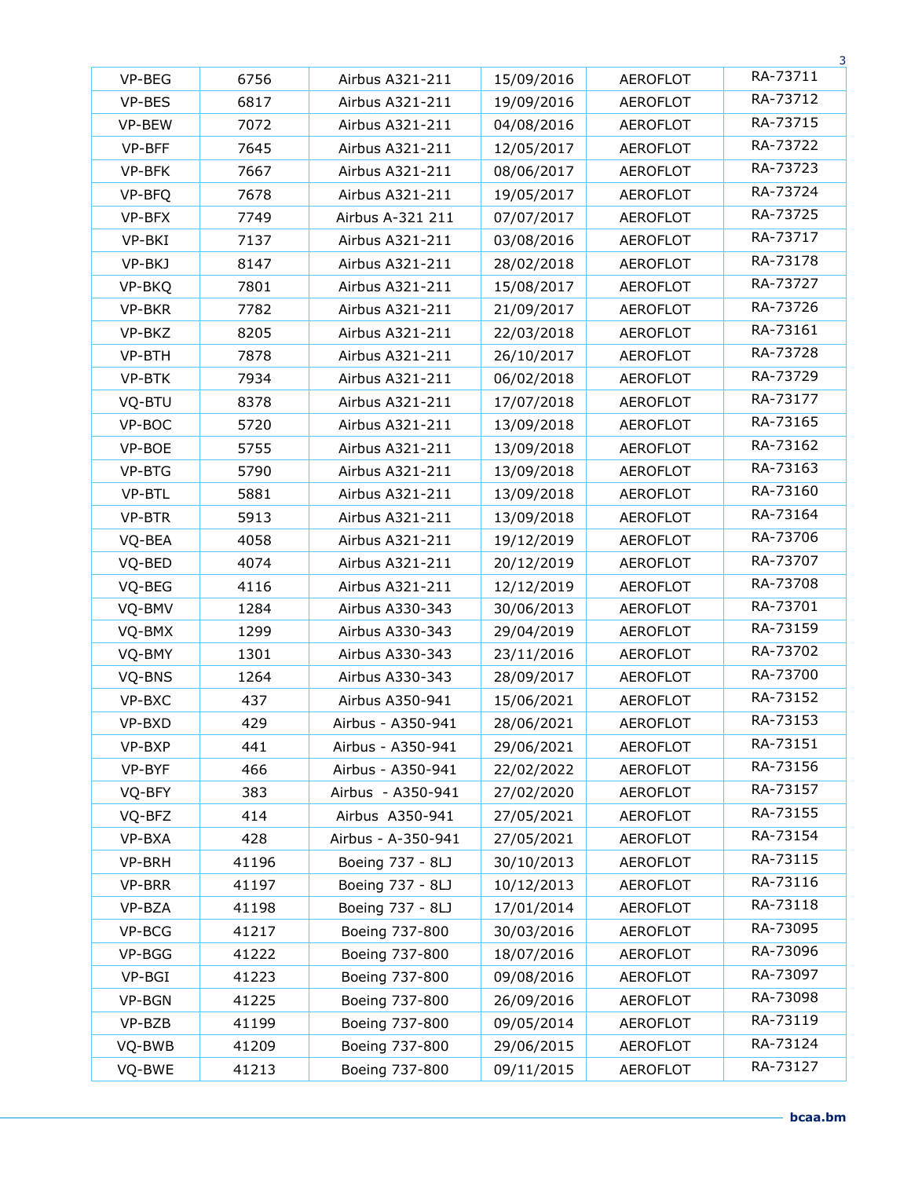| VP-BEG | 6756 | Airbus A321-211 | 15/09/2016 | AEROFLOT | RA-73711 |
|---|---|---|---|---|---|
| VP-BES | 6817 | Airbus A321-211 | 19/09/2016 | AEROFLOT | RA-73712 |
| VP-BEW | 7072 | Airbus A321-211 | 04/08/2016 | AEROFLOT | RA-73715 |
| VP-BFF | 7645 | Airbus A321-211 | 12/05/2017 | AEROFLOT | RA-73722 |
| VP-BFK | 7667 | Airbus A321-211 | 08/06/2017 | AEROFLOT | RA-73723 |
| VP-BFQ | 7678 | Airbus A321-211 | 19/05/2017 | AEROFLOT | RA-73724 |
| VP-BFX | 7749 | Airbus A-321 211 | 07/07/2017 | AEROFLOT | RA-73725 |
| VP-BKI | 7137 | Airbus A321-211 | 03/08/2016 | AEROFLOT | RA-73717 |
| VP-BKJ | 8147 | Airbus A321-211 | 28/02/2018 | AEROFLOT | RA-73178 |
| VP-BKQ | 7801 | Airbus A321-211 | 15/08/2017 | AEROFLOT | RA-73727 |
| VP-BKR | 7782 | Airbus A321-211 | 21/09/2017 | AEROFLOT | RA-73726 |
| VP-BKZ | 8205 | Airbus A321-211 | 22/03/2018 | AEROFLOT | RA-73161 |
| VP-BTH | 7878 | Airbus A321-211 | 26/10/2017 | AEROFLOT | RA-73728 |
| VP-BTK | 7934 | Airbus A321-211 | 06/02/2018 | AEROFLOT | RA-73729 |
| VQ-BTU | 8378 | Airbus A321-211 | 17/07/2018 | AEROFLOT | RA-73177 |
| VP-BOC | 5720 | Airbus A321-211 | 13/09/2018 | AEROFLOT | RA-73165 |
| VP-BOE | 5755 | Airbus A321-211 | 13/09/2018 | AEROFLOT | RA-73162 |
| VP-BTG | 5790 | Airbus A321-211 | 13/09/2018 | AEROFLOT | RA-73163 |
| VP-BTL | 5881 | Airbus A321-211 | 13/09/2018 | AEROFLOT | RA-73160 |
| VP-BTR | 5913 | Airbus A321-211 | 13/09/2018 | AEROFLOT | RA-73164 |
| VQ-BEA | 4058 | Airbus A321-211 | 19/12/2019 | AEROFLOT | RA-73706 |
| VQ-BED | 4074 | Airbus A321-211 | 20/12/2019 | AEROFLOT | RA-73707 |
| VQ-BEG | 4116 | Airbus A321-211 | 12/12/2019 | AEROFLOT | RA-73708 |
| VQ-BMV | 1284 | Airbus A330-343 | 30/06/2013 | AEROFLOT | RA-73701 |
| VQ-BMX | 1299 | Airbus A330-343 | 29/04/2019 | AEROFLOT | RA-73159 |
| VQ-BMY | 1301 | Airbus A330-343 | 23/11/2016 | AEROFLOT | RA-73702 |
| VQ-BNS | 1264 | Airbus A330-343 | 28/09/2017 | AEROFLOT | RA-73700 |
| VP-BXC | 437 | Airbus A350-941 | 15/06/2021 | AEROFLOT | RA-73152 |
| VP-BXD | 429 | Airbus - A350-941 | 28/06/2021 | AEROFLOT | RA-73153 |
| VP-BXP | 441 | Airbus - A350-941 | 29/06/2021 | AEROFLOT | RA-73151 |
| VP-BYF | 466 | Airbus - A350-941 | 22/02/2022 | AEROFLOT | RA-73156 |
| VQ-BFY | 383 | Airbus - A350-941 | 27/02/2020 | AEROFLOT | RA-73157 |
| VQ-BFZ | 414 | Airbus A350-941 | 27/05/2021 | AEROFLOT | RA-73155 |
| VP-BXA | 428 | Airbus - A-350-941 | 27/05/2021 | AEROFLOT | RA-73154 |
| VP-BRH | 41196 | Boeing 737 - 8LJ | 30/10/2013 | AEROFLOT | RA-73115 |
| VP-BRR | 41197 | Boeing 737 - 8LJ | 10/12/2013 | AEROFLOT | RA-73116 |
| VP-BZA | 41198 | Boeing 737 - 8LJ | 17/01/2014 | AEROFLOT | RA-73118 |
| VP-BCG | 41217 | Boeing 737-800 | 30/03/2016 | AEROFLOT | RA-73095 |
| VP-BGG | 41222 | Boeing 737-800 | 18/07/2016 | AEROFLOT | RA-73096 |
| VP-BGI | 41223 | Boeing 737-800 | 09/08/2016 | AEROFLOT | RA-73097 |
| VP-BGN | 41225 | Boeing 737-800 | 26/09/2016 | AEROFLOT | RA-73098 |
| VP-BZB | 41199 | Boeing 737-800 | 09/05/2014 | AEROFLOT | RA-73119 |
| VQ-BWB | 41209 | Boeing 737-800 | 29/06/2015 | AEROFLOT | RA-73124 |
| VQ-BWE | 41213 | Boeing 737-800 | 09/11/2015 | AEROFLOT | RA-73127 |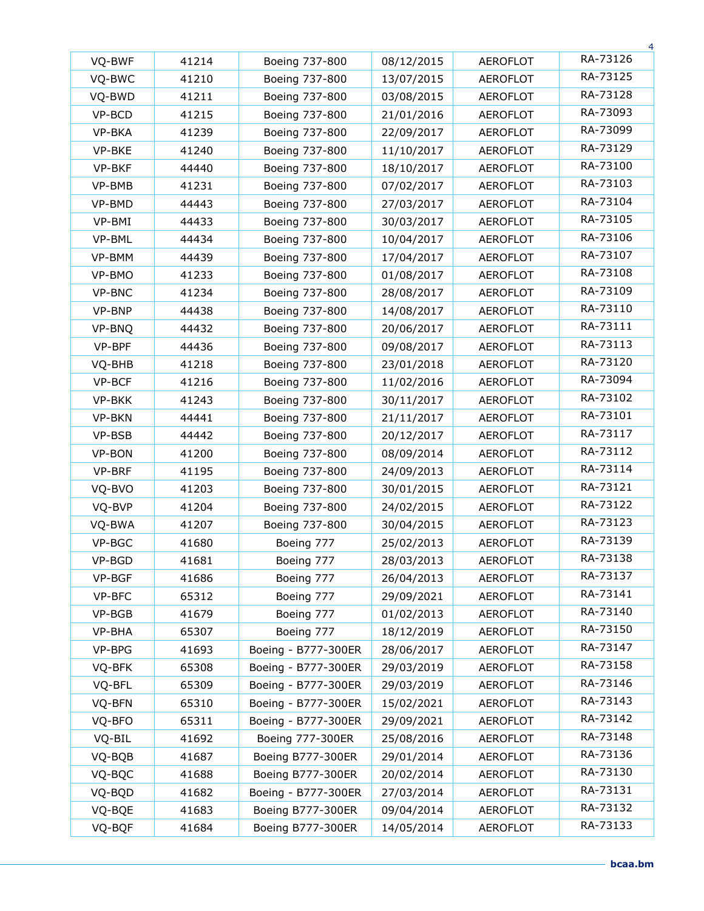| VQ-BWF | 41214 | Boeing 737-800 | 08/12/2015 | AEROFLOT | RA-73126 |
|---|---|---|---|---|---|
| VQ-BWC | 41210 | Boeing 737-800 | 13/07/2015 | AEROFLOT | RA-73125 |
| VQ-BWD | 41211 | Boeing 737-800 | 03/08/2015 | AEROFLOT | RA-73128 |
| VP-BCD | 41215 | Boeing 737-800 | 21/01/2016 | AEROFLOT | RA-73093 |
| VP-BKA | 41239 | Boeing 737-800 | 22/09/2017 | AEROFLOT | RA-73099 |
| VP-BKE | 41240 | Boeing 737-800 | 11/10/2017 | AEROFLOT | RA-73129 |
| VP-BKF | 44440 | Boeing 737-800 | 18/10/2017 | AEROFLOT | RA-73100 |
| VP-BMB | 41231 | Boeing 737-800 | 07/02/2017 | AEROFLOT | RA-73103 |
| VP-BMD | 44443 | Boeing 737-800 | 27/03/2017 | AEROFLOT | RA-73104 |
| VP-BMI | 44433 | Boeing 737-800 | 30/03/2017 | AEROFLOT | RA-73105 |
| VP-BML | 44434 | Boeing 737-800 | 10/04/2017 | AEROFLOT | RA-73106 |
| VP-BMM | 44439 | Boeing 737-800 | 17/04/2017 | AEROFLOT | RA-73107 |
| VP-BMO | 41233 | Boeing 737-800 | 01/08/2017 | AEROFLOT | RA-73108 |
| VP-BNC | 41234 | Boeing 737-800 | 28/08/2017 | AEROFLOT | RA-73109 |
| VP-BNP | 44438 | Boeing 737-800 | 14/08/2017 | AEROFLOT | RA-73110 |
| VP-BNQ | 44432 | Boeing 737-800 | 20/06/2017 | AEROFLOT | RA-73111 |
| VP-BPF | 44436 | Boeing 737-800 | 09/08/2017 | AEROFLOT | RA-73113 |
| VQ-BHB | 41218 | Boeing 737-800 | 23/01/2018 | AEROFLOT | RA-73120 |
| VP-BCF | 41216 | Boeing 737-800 | 11/02/2016 | AEROFLOT | RA-73094 |
| VP-BKK | 41243 | Boeing 737-800 | 30/11/2017 | AEROFLOT | RA-73102 |
| VP-BKN | 44441 | Boeing 737-800 | 21/11/2017 | AEROFLOT | RA-73101 |
| VP-BSB | 44442 | Boeing 737-800 | 20/12/2017 | AEROFLOT | RA-73117 |
| VP-BON | 41200 | Boeing 737-800 | 08/09/2014 | AEROFLOT | RA-73112 |
| VP-BRF | 41195 | Boeing 737-800 | 24/09/2013 | AEROFLOT | RA-73114 |
| VQ-BVO | 41203 | Boeing 737-800 | 30/01/2015 | AEROFLOT | RA-73121 |
| VQ-BVP | 41204 | Boeing 737-800 | 24/02/2015 | AEROFLOT | RA-73122 |
| VQ-BWA | 41207 | Boeing 737-800 | 30/04/2015 | AEROFLOT | RA-73123 |
| VP-BGC | 41680 | Boeing 777 | 25/02/2013 | AEROFLOT | RA-73139 |
| VP-BGD | 41681 | Boeing 777 | 28/03/2013 | AEROFLOT | RA-73138 |
| VP-BGF | 41686 | Boeing 777 | 26/04/2013 | AEROFLOT | RA-73137 |
| VP-BFC | 65312 | Boeing 777 | 29/09/2021 | AEROFLOT | RA-73141 |
| VP-BGB | 41679 | Boeing 777 | 01/02/2013 | AEROFLOT | RA-73140 |
| VP-BHA | 65307 | Boeing 777 | 18/12/2019 | AEROFLOT | RA-73150 |
| VP-BPG | 41693 | Boeing - B777-300ER | 28/06/2017 | AEROFLOT | RA-73147 |
| VQ-BFK | 65308 | Boeing - B777-300ER | 29/03/2019 | AEROFLOT | RA-73158 |
| VQ-BFL | 65309 | Boeing - B777-300ER | 29/03/2019 | AEROFLOT | RA-73146 |
| VQ-BFN | 65310 | Boeing - B777-300ER | 15/02/2021 | AEROFLOT | RA-73143 |
| VQ-BFO | 65311 | Boeing - B777-300ER | 29/09/2021 | AEROFLOT | RA-73142 |
| VQ-BIL | 41692 | Boeing 777-300ER | 25/08/2016 | AEROFLOT | RA-73148 |
| VQ-BQB | 41687 | Boeing B777-300ER | 29/01/2014 | AEROFLOT | RA-73136 |
| VQ-BQC | 41688 | Boeing B777-300ER | 20/02/2014 | AEROFLOT | RA-73130 |
| VQ-BQD | 41682 | Boeing - B777-300ER | 27/03/2014 | AEROFLOT | RA-73131 |
| VQ-BQE | 41683 | Boeing B777-300ER | 09/04/2014 | AEROFLOT | RA-73132 |
| VQ-BQF | 41684 | Boeing B777-300ER | 14/05/2014 | AEROFLOT | RA-73133 |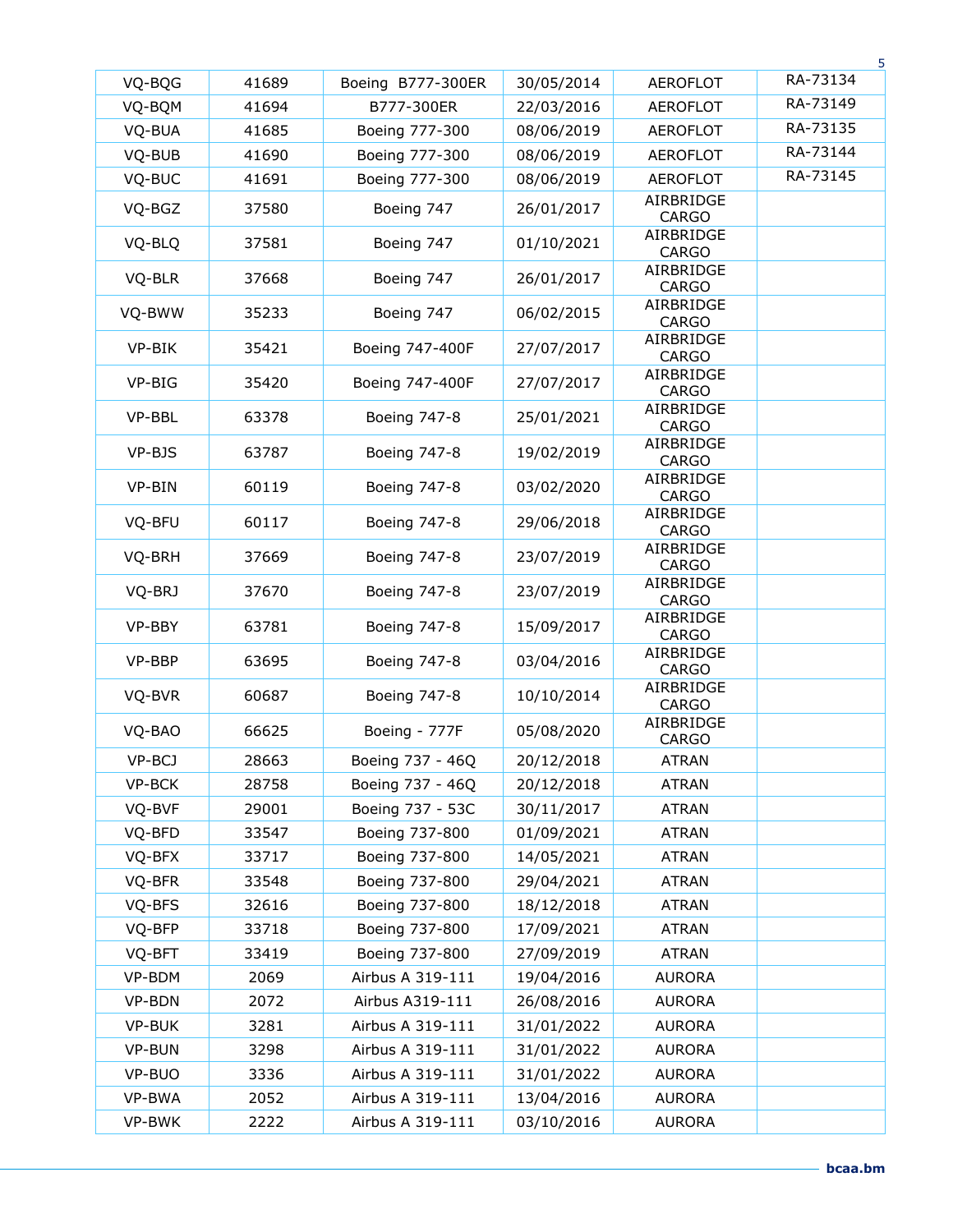| | | | | | |
|---|---|---|---|---|---|
| VQ-BQG | 41689 | Boeing B777-300ER | 30/05/2014 | AEROFLOT | RA-73134 |
| VQ-BQM | 41694 | B777-300ER | 22/03/2016 | AEROFLOT | RA-73149 |
| VQ-BUA | 41685 | Boeing 777-300 | 08/06/2019 | AEROFLOT | RA-73135 |
| VQ-BUB | 41690 | Boeing 777-300 | 08/06/2019 | AEROFLOT | RA-73144 |
| VQ-BUC | 41691 | Boeing 777-300 | 08/06/2019 | AEROFLOT | RA-73145 |
| VQ-BGZ | 37580 | Boeing 747 | 26/01/2017 | AIRBRIDGE CARGO | |
| VQ-BLQ | 37581 | Boeing 747 | 01/10/2021 | AIRBRIDGE CARGO | |
| VQ-BLR | 37668 | Boeing 747 | 26/01/2017 | AIRBRIDGE CARGO | |
| VQ-BWW | 35233 | Boeing 747 | 06/02/2015 | AIRBRIDGE CARGO | |
| VP-BIK | 35421 | Boeing 747-400F | 27/07/2017 | AIRBRIDGE CARGO | |
| VP-BIG | 35420 | Boeing 747-400F | 27/07/2017 | AIRBRIDGE CARGO | |
| VP-BBL | 63378 | Boeing 747-8 | 25/01/2021 | AIRBRIDGE CARGO | |
| VP-BJS | 63787 | Boeing 747-8 | 19/02/2019 | AIRBRIDGE CARGO | |
| VP-BIN | 60119 | Boeing 747-8 | 03/02/2020 | AIRBRIDGE CARGO | |
| VQ-BFU | 60117 | Boeing 747-8 | 29/06/2018 | AIRBRIDGE CARGO | |
| VQ-BRH | 37669 | Boeing 747-8 | 23/07/2019 | AIRBRIDGE CARGO | |
| VQ-BRJ | 37670 | Boeing 747-8 | 23/07/2019 | AIRBRIDGE CARGO | |
| VP-BBY | 63781 | Boeing 747-8 | 15/09/2017 | AIRBRIDGE CARGO | |
| VP-BBP | 63695 | Boeing 747-8 | 03/04/2016 | AIRBRIDGE CARGO | |
| VQ-BVR | 60687 | Boeing 747-8 | 10/10/2014 | AIRBRIDGE CARGO | |
| VQ-BAO | 66625 | Boeing - 777F | 05/08/2020 | AIRBRIDGE CARGO | |
| VP-BCJ | 28663 | Boeing 737 - 46Q | 20/12/2018 | ATRAN | |
| VP-BCK | 28758 | Boeing 737 - 46Q | 20/12/2018 | ATRAN | |
| VQ-BVF | 29001 | Boeing 737 - 53C | 30/11/2017 | ATRAN | |
| VQ-BFD | 33547 | Boeing 737-800 | 01/09/2021 | ATRAN | |
| VQ-BFX | 33717 | Boeing 737-800 | 14/05/2021 | ATRAN | |
| VQ-BFR | 33548 | Boeing 737-800 | 29/04/2021 | ATRAN | |
| VQ-BFS | 32616 | Boeing 737-800 | 18/12/2018 | ATRAN | |
| VQ-BFP | 33718 | Boeing 737-800 | 17/09/2021 | ATRAN | |
| VQ-BFT | 33419 | Boeing 737-800 | 27/09/2019 | ATRAN | |
| VP-BDM | 2069 | Airbus A 319-111 | 19/04/2016 | AURORA | |
| VP-BDN | 2072 | Airbus A319-111 | 26/08/2016 | AURORA | |
| VP-BUK | 3281 | Airbus A 319-111 | 31/01/2022 | AURORA | |
| VP-BUN | 3298 | Airbus A 319-111 | 31/01/2022 | AURORA | |
| VP-BUO | 3336 | Airbus A 319-111 | 31/01/2022 | AURORA | |
| VP-BWA | 2052 | Airbus A 319-111 | 13/04/2016 | AURORA | |
| VP-BWK | 2222 | Airbus A 319-111 | 03/10/2016 | AURORA | |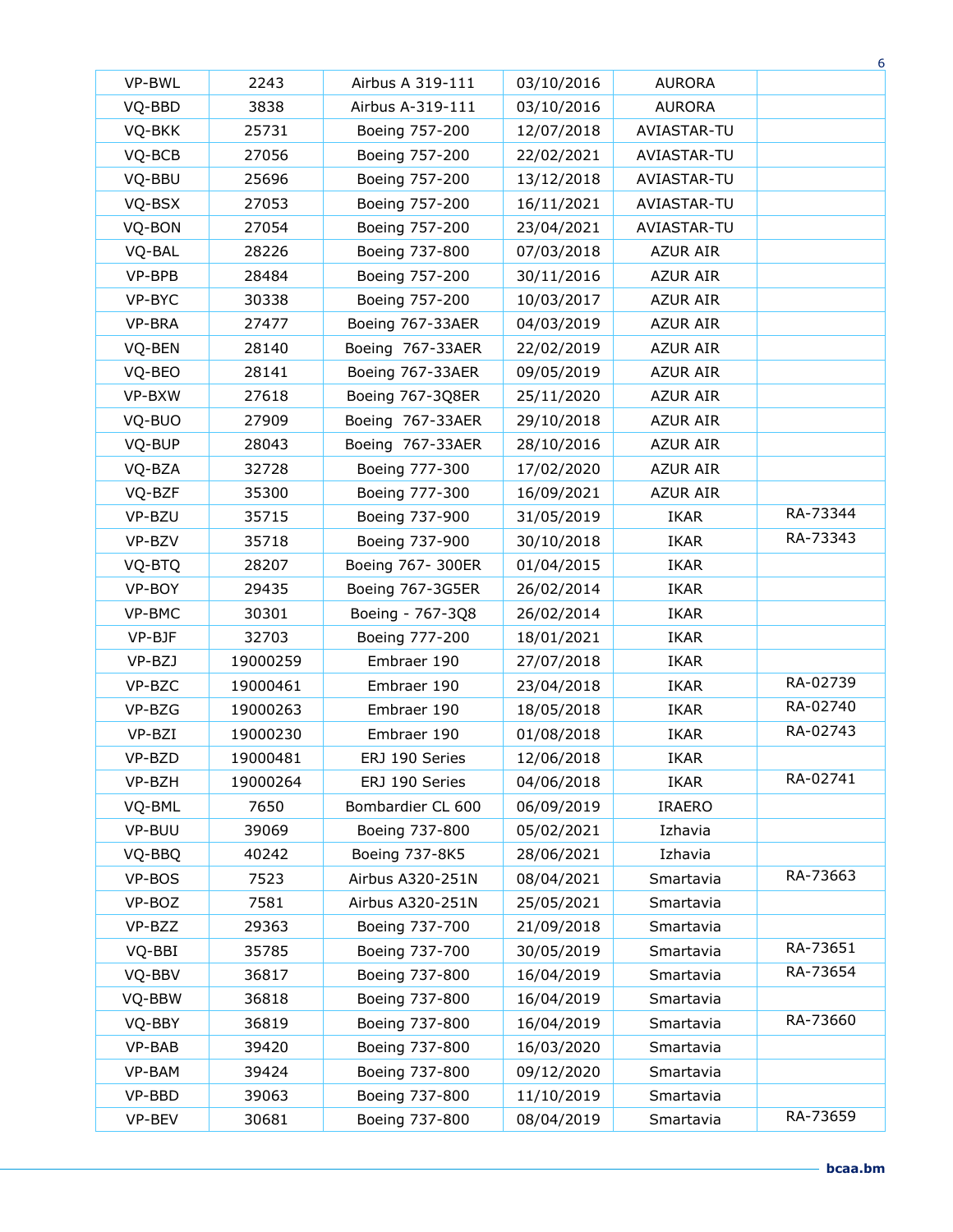| | | | | | |
|---|---|---|---|---|---|
| VP-BWL | 2243 | Airbus A 319-111 | 03/10/2016 | AURORA | |
| VQ-BBD | 3838 | Airbus A-319-111 | 03/10/2016 | AURORA | |
| VQ-BKK | 25731 | Boeing 757-200 | 12/07/2018 | AVIASTAR-TU | |
| VQ-BCB | 27056 | Boeing 757-200 | 22/02/2021 | AVIASTAR-TU | |
| VQ-BBU | 25696 | Boeing 757-200 | 13/12/2018 | AVIASTAR-TU | |
| VQ-BSX | 27053 | Boeing 757-200 | 16/11/2021 | AVIASTAR-TU | |
| VQ-BON | 27054 | Boeing 757-200 | 23/04/2021 | AVIASTAR-TU | |
| VQ-BAL | 28226 | Boeing 737-800 | 07/03/2018 | AZUR AIR | |
| VP-BPB | 28484 | Boeing 757-200 | 30/11/2016 | AZUR AIR | |
| VP-BYC | 30338 | Boeing 757-200 | 10/03/2017 | AZUR AIR | |
| VP-BRA | 27477 | Boeing 767-33AER | 04/03/2019 | AZUR AIR | |
| VQ-BEN | 28140 | Boeing 767-33AER | 22/02/2019 | AZUR AIR | |
| VQ-BEO | 28141 | Boeing 767-33AER | 09/05/2019 | AZUR AIR | |
| VP-BXW | 27618 | Boeing 767-3Q8ER | 25/11/2020 | AZUR AIR | |
| VQ-BUO | 27909 | Boeing 767-33AER | 29/10/2018 | AZUR AIR | |
| VQ-BUP | 28043 | Boeing 767-33AER | 28/10/2016 | AZUR AIR | |
| VQ-BZA | 32728 | Boeing 777-300 | 17/02/2020 | AZUR AIR | |
| VQ-BZF | 35300 | Boeing 777-300 | 16/09/2021 | AZUR AIR | |
| VP-BZU | 35715 | Boeing 737-900 | 31/05/2019 | IKAR | RA-73344 |
| VP-BZV | 35718 | Boeing 737-900 | 30/10/2018 | IKAR | RA-73343 |
| VQ-BTQ | 28207 | Boeing 767- 300ER | 01/04/2015 | IKAR | |
| VP-BOY | 29435 | Boeing 767-3G5ER | 26/02/2014 | IKAR | |
| VP-BMC | 30301 | Boeing - 767-3Q8 | 26/02/2014 | IKAR | |
| VP-BJF | 32703 | Boeing 777-200 | 18/01/2021 | IKAR | |
| VP-BZJ | 19000259 | Embraer 190 | 27/07/2018 | IKAR | |
| VP-BZC | 19000461 | Embraer 190 | 23/04/2018 | IKAR | RA-02739 |
| VP-BZG | 19000263 | Embraer 190 | 18/05/2018 | IKAR | RA-02740 |
| VP-BZI | 19000230 | Embraer 190 | 01/08/2018 | IKAR | RA-02743 |
| VP-BZD | 19000481 | ERJ 190 Series | 12/06/2018 | IKAR | |
| VP-BZH | 19000264 | ERJ 190 Series | 04/06/2018 | IKAR | RA-02741 |
| VQ-BML | 7650 | Bombardier CL 600 | 06/09/2019 | IRAERO | |
| VP-BUU | 39069 | Boeing 737-800 | 05/02/2021 | Izhavia | |
| VQ-BBQ | 40242 | Boeing 737-8K5 | 28/06/2021 | Izhavia | |
| VP-BOS | 7523 | Airbus A320-251N | 08/04/2021 | Smartavia | RA-73663 |
| VP-BOZ | 7581 | Airbus A320-251N | 25/05/2021 | Smartavia | |
| VP-BZZ | 29363 | Boeing 737-700 | 21/09/2018 | Smartavia | |
| VQ-BBI | 35785 | Boeing 737-700 | 30/05/2019 | Smartavia | RA-73651 |
| VQ-BBV | 36817 | Boeing 737-800 | 16/04/2019 | Smartavia | RA-73654 |
| VQ-BBW | 36818 | Boeing 737-800 | 16/04/2019 | Smartavia | |
| VQ-BBY | 36819 | Boeing 737-800 | 16/04/2019 | Smartavia | RA-73660 |
| VP-BAB | 39420 | Boeing 737-800 | 16/03/2020 | Smartavia | |
| VP-BAM | 39424 | Boeing 737-800 | 09/12/2020 | Smartavia | |
| VP-BBD | 39063 | Boeing 737-800 | 11/10/2019 | Smartavia | |
| VP-BEV | 30681 | Boeing 737-800 | 08/04/2019 | Smartavia | RA-73659 |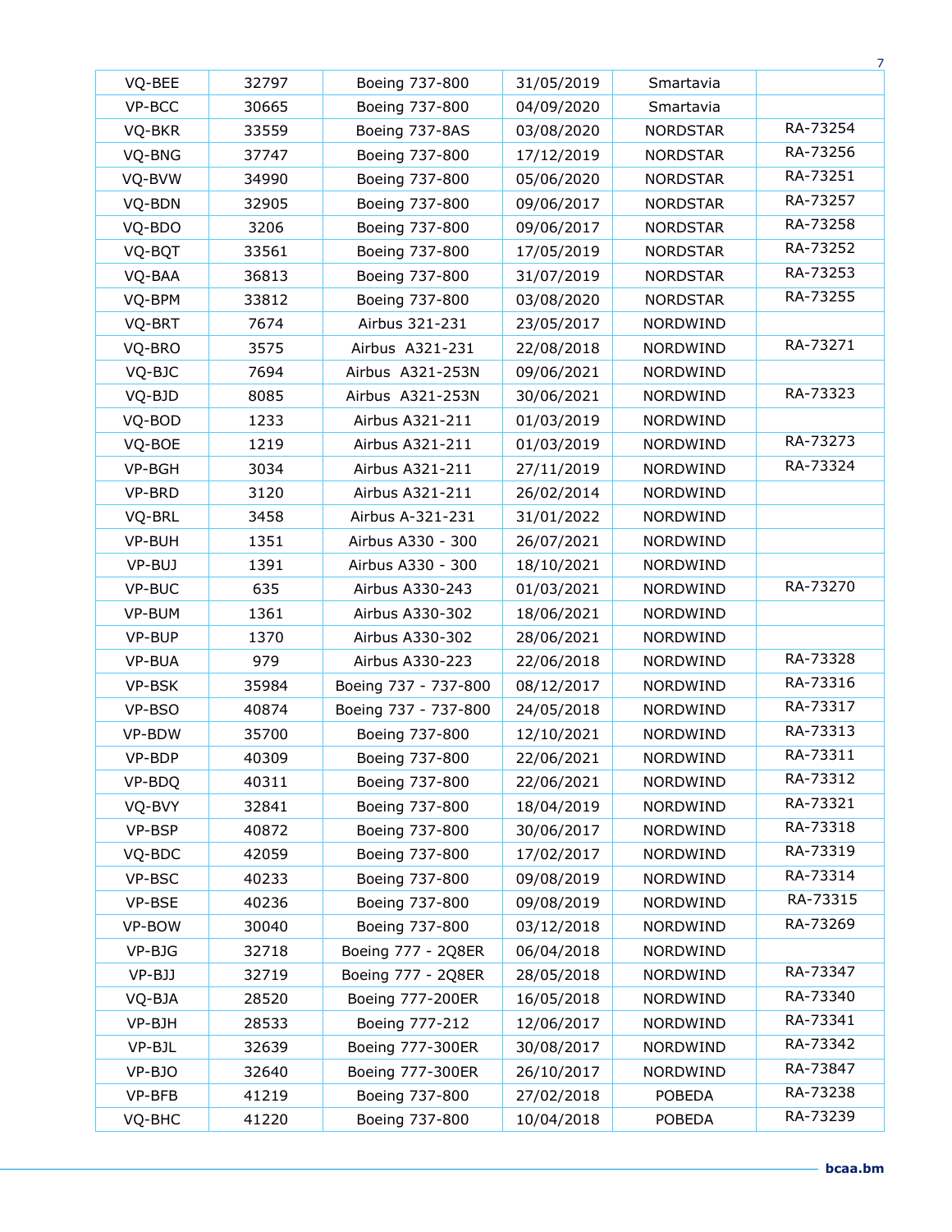| | | | | | |
|---|---|---|---|---|---|
| VQ-BEE | 32797 | Boeing 737-800 | 31/05/2019 | Smartavia | |
| VP-BCC | 30665 | Boeing 737-800 | 04/09/2020 | Smartavia | |
| VQ-BKR | 33559 | Boeing 737-8AS | 03/08/2020 | NORDSTAR | RA-73254 |
| VQ-BNG | 37747 | Boeing 737-800 | 17/12/2019 | NORDSTAR | RA-73256 |
| VQ-BVW | 34990 | Boeing 737-800 | 05/06/2020 | NORDSTAR | RA-73251 |
| VQ-BDN | 32905 | Boeing 737-800 | 09/06/2017 | NORDSTAR | RA-73257 |
| VQ-BDO | 3206 | Boeing 737-800 | 09/06/2017 | NORDSTAR | RA-73258 |
| VQ-BQT | 33561 | Boeing 737-800 | 17/05/2019 | NORDSTAR | RA-73252 |
| VQ-BAA | 36813 | Boeing 737-800 | 31/07/2019 | NORDSTAR | RA-73253 |
| VQ-BPM | 33812 | Boeing 737-800 | 03/08/2020 | NORDSTAR | RA-73255 |
| VQ-BRT | 7674 | Airbus 321-231 | 23/05/2017 | NORDWIND | |
| VQ-BRO | 3575 | Airbus A321-231 | 22/08/2018 | NORDWIND | RA-73271 |
| VQ-BJC | 7694 | Airbus A321-253N | 09/06/2021 | NORDWIND | |
| VQ-BJD | 8085 | Airbus A321-253N | 30/06/2021 | NORDWIND | RA-73323 |
| VQ-BOD | 1233 | Airbus A321-211 | 01/03/2019 | NORDWIND | |
| VQ-BOE | 1219 | Airbus A321-211 | 01/03/2019 | NORDWIND | RA-73273 |
| VP-BGH | 3034 | Airbus A321-211 | 27/11/2019 | NORDWIND | RA-73324 |
| VP-BRD | 3120 | Airbus A321-211 | 26/02/2014 | NORDWIND | |
| VQ-BRL | 3458 | Airbus A-321-231 | 31/01/2022 | NORDWIND | |
| VP-BUH | 1351 | Airbus A330 - 300 | 26/07/2021 | NORDWIND | |
| VP-BUJ | 1391 | Airbus A330 - 300 | 18/10/2021 | NORDWIND | |
| VP-BUC | 635 | Airbus A330-243 | 01/03/2021 | NORDWIND | RA-73270 |
| VP-BUM | 1361 | Airbus A330-302 | 18/06/2021 | NORDWIND | |
| VP-BUP | 1370 | Airbus A330-302 | 28/06/2021 | NORDWIND | |
| VP-BUA | 979 | Airbus A330-223 | 22/06/2018 | NORDWIND | RA-73328 |
| VP-BSK | 35984 | Boeing 737 - 737-800 | 08/12/2017 | NORDWIND | RA-73316 |
| VP-BSO | 40874 | Boeing 737 - 737-800 | 24/05/2018 | NORDWIND | RA-73317 |
| VP-BDW | 35700 | Boeing 737-800 | 12/10/2021 | NORDWIND | RA-73313 |
| VP-BDP | 40309 | Boeing 737-800 | 22/06/2021 | NORDWIND | RA-73311 |
| VP-BDQ | 40311 | Boeing 737-800 | 22/06/2021 | NORDWIND | RA-73312 |
| VQ-BVY | 32841 | Boeing 737-800 | 18/04/2019 | NORDWIND | RA-73321 |
| VP-BSP | 40872 | Boeing 737-800 | 30/06/2017 | NORDWIND | RA-73318 |
| VQ-BDC | 42059 | Boeing 737-800 | 17/02/2017 | NORDWIND | RA-73319 |
| VP-BSC | 40233 | Boeing 737-800 | 09/08/2019 | NORDWIND | RA-73314 |
| VP-BSE | 40236 | Boeing 737-800 | 09/08/2019 | NORDWIND | RA-73315 |
| VP-BOW | 30040 | Boeing 737-800 | 03/12/2018 | NORDWIND | RA-73269 |
| VP-BJG | 32718 | Boeing 777 - 2Q8ER | 06/04/2018 | NORDWIND | |
| VP-BJJ | 32719 | Boeing 777 - 2Q8ER | 28/05/2018 | NORDWIND | RA-73347 |
| VQ-BJA | 28520 | Boeing 777-200ER | 16/05/2018 | NORDWIND | RA-73340 |
| VP-BJH | 28533 | Boeing 777-212 | 12/06/2017 | NORDWIND | RA-73341 |
| VP-BJL | 32639 | Boeing 777-300ER | 30/08/2017 | NORDWIND | RA-73342 |
| VP-BJO | 32640 | Boeing 777-300ER | 26/10/2017 | NORDWIND | RA-73847 |
| VP-BFB | 41219 | Boeing 737-800 | 27/02/2018 | POBEDA | RA-73238 |
| VQ-BHC | 41220 | Boeing 737-800 | 10/04/2018 | POBEDA | RA-73239 |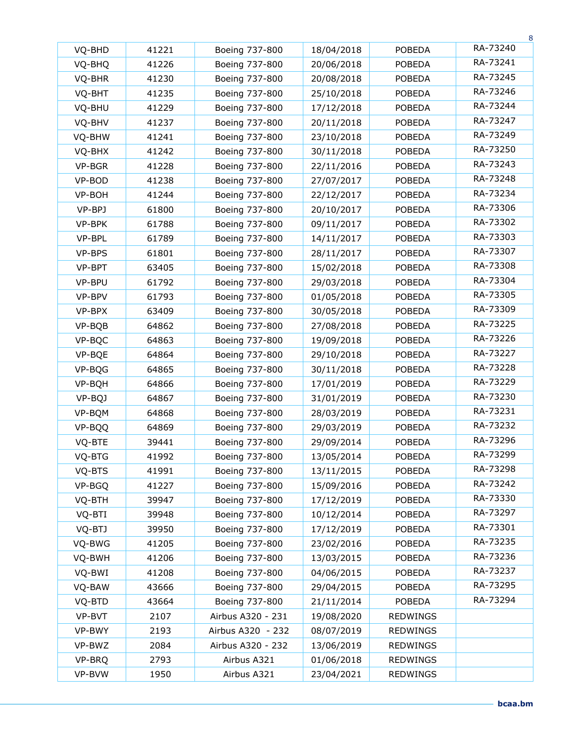| VQ-BHD | 41221 | Boeing 737-800 | 18/04/2018 | POBEDA | RA-73240 |
|---|---|---|---|---|---|
| VQ-BHQ | 41226 | Boeing 737-800 | 20/06/2018 | POBEDA | RA-73241 |
| VQ-BHR | 41230 | Boeing 737-800 | 20/08/2018 | POBEDA | RA-73245 |
| VQ-BHT | 41235 | Boeing 737-800 | 25/10/2018 | POBEDA | RA-73246 |
| VQ-BHU | 41229 | Boeing 737-800 | 17/12/2018 | POBEDA | RA-73244 |
| VQ-BHV | 41237 | Boeing 737-800 | 20/11/2018 | POBEDA | RA-73247 |
| VQ-BHW | 41241 | Boeing 737-800 | 23/10/2018 | POBEDA | RA-73249 |
| VQ-BHX | 41242 | Boeing 737-800 | 30/11/2018 | POBEDA | RA-73250 |
| VP-BGR | 41228 | Boeing 737-800 | 22/11/2016 | POBEDA | RA-73243 |
| VP-BOD | 41238 | Boeing 737-800 | 27/07/2017 | POBEDA | RA-73248 |
| VP-BOH | 41244 | Boeing 737-800 | 22/12/2017 | POBEDA | RA-73234 |
| VP-BPJ | 61800 | Boeing 737-800 | 20/10/2017 | POBEDA | RA-73306 |
| VP-BPK | 61788 | Boeing 737-800 | 09/11/2017 | POBEDA | RA-73302 |
| VP-BPL | 61789 | Boeing 737-800 | 14/11/2017 | POBEDA | RA-73303 |
| VP-BPS | 61801 | Boeing 737-800 | 28/11/2017 | POBEDA | RA-73307 |
| VP-BPT | 63405 | Boeing 737-800 | 15/02/2018 | POBEDA | RA-73308 |
| VP-BPU | 61792 | Boeing 737-800 | 29/03/2018 | POBEDA | RA-73304 |
| VP-BPV | 61793 | Boeing 737-800 | 01/05/2018 | POBEDA | RA-73305 |
| VP-BPX | 63409 | Boeing 737-800 | 30/05/2018 | POBEDA | RA-73309 |
| VP-BQB | 64862 | Boeing 737-800 | 27/08/2018 | POBEDA | RA-73225 |
| VP-BQC | 64863 | Boeing 737-800 | 19/09/2018 | POBEDA | RA-73226 |
| VP-BQE | 64864 | Boeing 737-800 | 29/10/2018 | POBEDA | RA-73227 |
| VP-BQG | 64865 | Boeing 737-800 | 30/11/2018 | POBEDA | RA-73228 |
| VP-BQH | 64866 | Boeing 737-800 | 17/01/2019 | POBEDA | RA-73229 |
| VP-BQJ | 64867 | Boeing 737-800 | 31/01/2019 | POBEDA | RA-73230 |
| VP-BQM | 64868 | Boeing 737-800 | 28/03/2019 | POBEDA | RA-73231 |
| VP-BQQ | 64869 | Boeing 737-800 | 29/03/2019 | POBEDA | RA-73232 |
| VQ-BTE | 39441 | Boeing 737-800 | 29/09/2014 | POBEDA | RA-73296 |
| VQ-BTG | 41992 | Boeing 737-800 | 13/05/2014 | POBEDA | RA-73299 |
| VQ-BTS | 41991 | Boeing 737-800 | 13/11/2015 | POBEDA | RA-73298 |
| VP-BGQ | 41227 | Boeing 737-800 | 15/09/2016 | POBEDA | RA-73242 |
| VQ-BTH | 39947 | Boeing 737-800 | 17/12/2019 | POBEDA | RA-73330 |
| VQ-BTI | 39948 | Boeing 737-800 | 10/12/2014 | POBEDA | RA-73297 |
| VQ-BTJ | 39950 | Boeing 737-800 | 17/12/2019 | POBEDA | RA-73301 |
| VQ-BWG | 41205 | Boeing 737-800 | 23/02/2016 | POBEDA | RA-73235 |
| VQ-BWH | 41206 | Boeing 737-800 | 13/03/2015 | POBEDA | RA-73236 |
| VQ-BWI | 41208 | Boeing 737-800 | 04/06/2015 | POBEDA | RA-73237 |
| VQ-BAW | 43666 | Boeing 737-800 | 29/04/2015 | POBEDA | RA-73295 |
| VQ-BTD | 43664 | Boeing 737-800 | 21/11/2014 | POBEDA | RA-73294 |
| VP-BVT | 2107 | Airbus A320 - 231 | 19/08/2020 | REDWINGS | |
| VP-BWY | 2193 | Airbus A320 - 232 | 08/07/2019 | REDWINGS | |
| VP-BWZ | 2084 | Airbus A320 - 232 | 13/06/2019 | REDWINGS | |
| VP-BRQ | 2793 | Airbus A321 | 01/06/2018 | REDWINGS | |
| VP-BVW | 1950 | Airbus A321 | 23/04/2021 | REDWINGS | |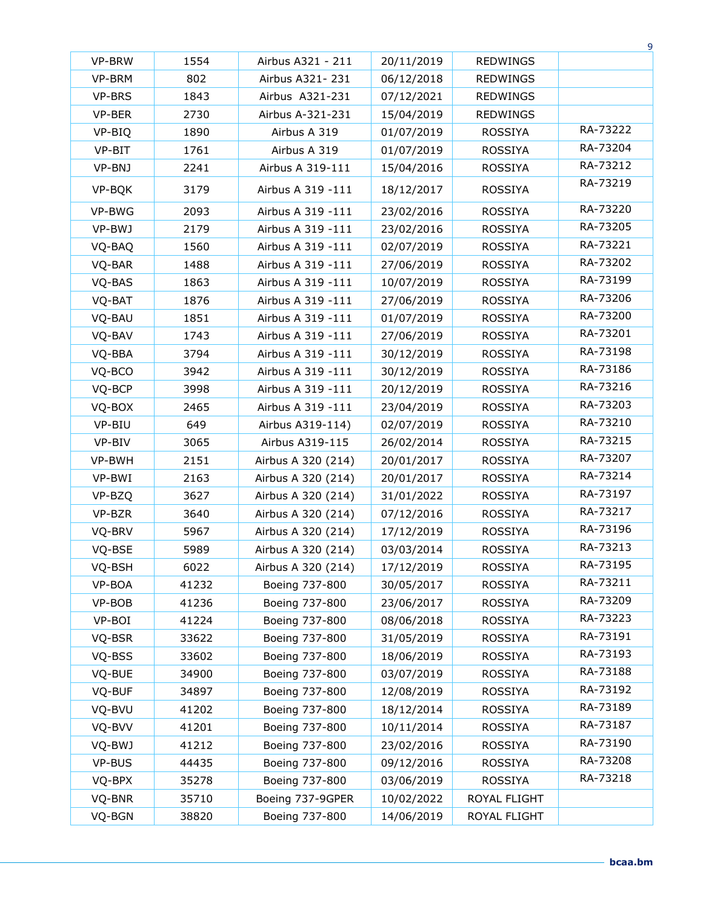| | | | | | |
|---|---|---|---|---|---|
| VP-BRW | 1554 | Airbus A321 - 211 | 20/11/2019 | REDWINGS | |
| VP-BRM | 802 | Airbus A321- 231 | 06/12/2018 | REDWINGS | |
| VP-BRS | 1843 | Airbus  A321-231 | 07/12/2021 | REDWINGS | |
| VP-BER | 2730 | Airbus A-321-231 | 15/04/2019 | REDWINGS | |
| VP-BIQ | 1890 | Airbus A 319 | 01/07/2019 | ROSSIYA | RA-73222 |
| VP-BIT | 1761 | Airbus A 319 | 01/07/2019 | ROSSIYA | RA-73204 |
| VP-BNJ | 2241 | Airbus A 319-111 | 15/04/2016 | ROSSIYA | RA-73212 |
| VP-BQK | 3179 | Airbus A 319 -111 | 18/12/2017 | ROSSIYA | RA-73219 |
| VP-BWG | 2093 | Airbus A 319 -111 | 23/02/2016 | ROSSIYA | RA-73220 |
| VP-BWJ | 2179 | Airbus A 319 -111 | 23/02/2016 | ROSSIYA | RA-73205 |
| VQ-BAQ | 1560 | Airbus A 319 -111 | 02/07/2019 | ROSSIYA | RA-73221 |
| VQ-BAR | 1488 | Airbus A 319 -111 | 27/06/2019 | ROSSIYA | RA-73202 |
| VQ-BAS | 1863 | Airbus A 319 -111 | 10/07/2019 | ROSSIYA | RA-73199 |
| VQ-BAT | 1876 | Airbus A 319 -111 | 27/06/2019 | ROSSIYA | RA-73206 |
| VQ-BAU | 1851 | Airbus A 319 -111 | 01/07/2019 | ROSSIYA | RA-73200 |
| VQ-BAV | 1743 | Airbus A 319 -111 | 27/06/2019 | ROSSIYA | RA-73201 |
| VQ-BBA | 3794 | Airbus A 319 -111 | 30/12/2019 | ROSSIYA | RA-73198 |
| VQ-BCO | 3942 | Airbus A 319 -111 | 30/12/2019 | ROSSIYA | RA-73186 |
| VQ-BCP | 3998 | Airbus A 319 -111 | 20/12/2019 | ROSSIYA | RA-73216 |
| VQ-BOX | 2465 | Airbus A 319 -111 | 23/04/2019 | ROSSIYA | RA-73203 |
| VP-BIU | 649 | Airbus A319-114) | 02/07/2019 | ROSSIYA | RA-73210 |
| VP-BIV | 3065 | Airbus A319-115 | 26/02/2014 | ROSSIYA | RA-73215 |
| VP-BWH | 2151 | Airbus A 320 (214) | 20/01/2017 | ROSSIYA | RA-73207 |
| VP-BWI | 2163 | Airbus A 320 (214) | 20/01/2017 | ROSSIYA | RA-73214 |
| VP-BZQ | 3627 | Airbus A 320 (214) | 31/01/2022 | ROSSIYA | RA-73197 |
| VP-BZR | 3640 | Airbus A 320 (214) | 07/12/2016 | ROSSIYA | RA-73217 |
| VQ-BRV | 5967 | Airbus A 320 (214) | 17/12/2019 | ROSSIYA | RA-73196 |
| VQ-BSE | 5989 | Airbus A 320 (214) | 03/03/2014 | ROSSIYA | RA-73213 |
| VQ-BSH | 6022 | Airbus A 320 (214) | 17/12/2019 | ROSSIYA | RA-73195 |
| VP-BOA | 41232 | Boeing 737-800 | 30/05/2017 | ROSSIYA | RA-73211 |
| VP-BOB | 41236 | Boeing 737-800 | 23/06/2017 | ROSSIYA | RA-73209 |
| VP-BOI | 41224 | Boeing 737-800 | 08/06/2018 | ROSSIYA | RA-73223 |
| VQ-BSR | 33622 | Boeing 737-800 | 31/05/2019 | ROSSIYA | RA-73191 |
| VQ-BSS | 33602 | Boeing 737-800 | 18/06/2019 | ROSSIYA | RA-73193 |
| VQ-BUE | 34900 | Boeing 737-800 | 03/07/2019 | ROSSIYA | RA-73188 |
| VQ-BUF | 34897 | Boeing 737-800 | 12/08/2019 | ROSSIYA | RA-73192 |
| VQ-BVU | 41202 | Boeing 737-800 | 18/12/2014 | ROSSIYA | RA-73189 |
| VQ-BVV | 41201 | Boeing 737-800 | 10/11/2014 | ROSSIYA | RA-73187 |
| VQ-BWJ | 41212 | Boeing 737-800 | 23/02/2016 | ROSSIYA | RA-73190 |
| VP-BUS | 44435 | Boeing 737-800 | 09/12/2016 | ROSSIYA | RA-73208 |
| VQ-BPX | 35278 | Boeing 737-800 | 03/06/2019 | ROSSIYA | RA-73218 |
| VQ-BNR | 35710 | Boeing 737-9GPER | 10/02/2022 | ROYAL FLIGHT | |
| VQ-BGN | 38820 | Boeing 737-800 | 14/06/2019 | ROYAL FLIGHT | |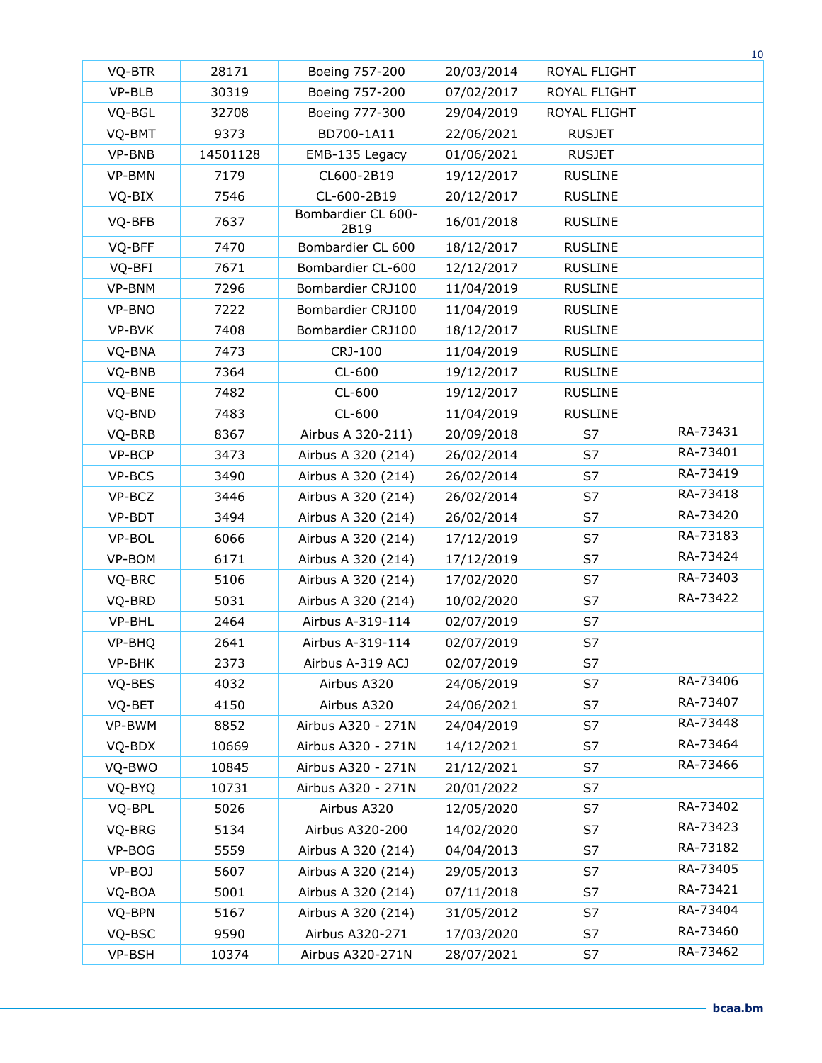| | | | | | |
|---|---|---|---|---|---|
| VQ-BTR | 28171 | Boeing 757-200 | 20/03/2014 | ROYAL FLIGHT | |
| VP-BLB | 30319 | Boeing 757-200 | 07/02/2017 | ROYAL FLIGHT | |
| VQ-BGL | 32708 | Boeing 777-300 | 29/04/2019 | ROYAL FLIGHT | |
| VQ-BMT | 9373 | BD700-1A11 | 22/06/2021 | RUSJET | |
| VP-BNB | 14501128 | EMB-135 Legacy | 01/06/2021 | RUSJET | |
| VP-BMN | 7179 | CL600-2B19 | 19/12/2017 | RUSLINE | |
| VQ-BIX | 7546 | CL-600-2B19 | 20/12/2017 | RUSLINE | |
| VQ-BFB | 7637 | Bombardier CL 600-2B19 | 16/01/2018 | RUSLINE | |
| VQ-BFF | 7470 | Bombardier CL 600 | 18/12/2017 | RUSLINE | |
| VQ-BFI | 7671 | Bombardier CL-600 | 12/12/2017 | RUSLINE | |
| VP-BNM | 7296 | Bombardier CRJ100 | 11/04/2019 | RUSLINE | |
| VP-BNO | 7222 | Bombardier CRJ100 | 11/04/2019 | RUSLINE | |
| VP-BVK | 7408 | Bombardier CRJ100 | 18/12/2017 | RUSLINE | |
| VQ-BNA | 7473 | CRJ-100 | 11/04/2019 | RUSLINE | |
| VQ-BNB | 7364 | CL-600 | 19/12/2017 | RUSLINE | |
| VQ-BNE | 7482 | CL-600 | 19/12/2017 | RUSLINE | |
| VQ-BND | 7483 | CL-600 | 11/04/2019 | RUSLINE | |
| VQ-BRB | 8367 | Airbus A 320-211) | 20/09/2018 | S7 | RA-73431 |
| VP-BCP | 3473 | Airbus A 320 (214) | 26/02/2014 | S7 | RA-73401 |
| VP-BCS | 3490 | Airbus A 320 (214) | 26/02/2014 | S7 | RA-73419 |
| VP-BCZ | 3446 | Airbus A 320 (214) | 26/02/2014 | S7 | RA-73418 |
| VP-BDT | 3494 | Airbus A 320 (214) | 26/02/2014 | S7 | RA-73420 |
| VP-BOL | 6066 | Airbus A 320 (214) | 17/12/2019 | S7 | RA-73183 |
| VP-BOM | 6171 | Airbus A 320 (214) | 17/12/2019 | S7 | RA-73424 |
| VQ-BRC | 5106 | Airbus A 320 (214) | 17/02/2020 | S7 | RA-73403 |
| VQ-BRD | 5031 | Airbus A 320 (214) | 10/02/2020 | S7 | RA-73422 |
| VP-BHL | 2464 | Airbus A-319-114 | 02/07/2019 | S7 | |
| VP-BHQ | 2641 | Airbus A-319-114 | 02/07/2019 | S7 | |
| VP-BHK | 2373 | Airbus A-319 ACJ | 02/07/2019 | S7 | |
| VQ-BES | 4032 | Airbus A320 | 24/06/2019 | S7 | RA-73406 |
| VQ-BET | 4150 | Airbus A320 | 24/06/2021 | S7 | RA-73407 |
| VP-BWM | 8852 | Airbus A320 - 271N | 24/04/2019 | S7 | RA-73448 |
| VQ-BDX | 10669 | Airbus A320 - 271N | 14/12/2021 | S7 | RA-73464 |
| VQ-BWO | 10845 | Airbus A320 - 271N | 21/12/2021 | S7 | RA-73466 |
| VQ-BYQ | 10731 | Airbus A320 - 271N | 20/01/2022 | S7 | |
| VQ-BPL | 5026 | Airbus A320 | 12/05/2020 | S7 | RA-73402 |
| VQ-BRG | 5134 | Airbus A320-200 | 14/02/2020 | S7 | RA-73423 |
| VP-BOG | 5559 | Airbus A 320 (214) | 04/04/2013 | S7 | RA-73182 |
| VP-BOJ | 5607 | Airbus A 320 (214) | 29/05/2013 | S7 | RA-73405 |
| VQ-BOA | 5001 | Airbus A 320 (214) | 07/11/2018 | S7 | RA-73421 |
| VQ-BPN | 5167 | Airbus A 320 (214) | 31/05/2012 | S7 | RA-73404 |
| VQ-BSC | 9590 | Airbus A320-271 | 17/03/2020 | S7 | RA-73460 |
| VP-BSH | 10374 | Airbus A320-271N | 28/07/2021 | S7 | RA-73462 |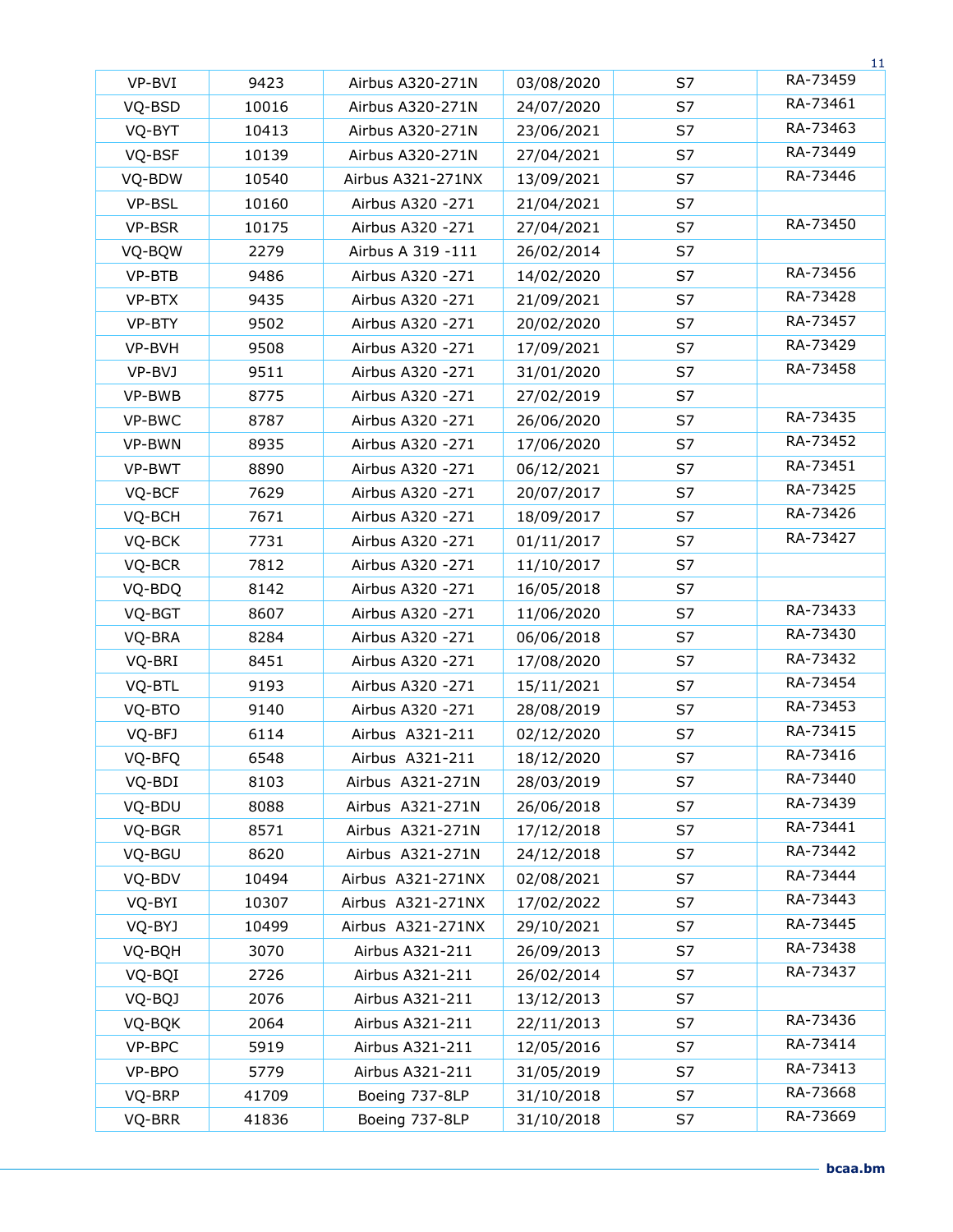| VP-BVI | 9423 | Airbus A320-271N | 03/08/2020 | S7 | RA-73459 |
|---|---|---|---|---|---|
| VQ-BSD | 10016 | Airbus A320-271N | 24/07/2020 | S7 | RA-73461 |
| VQ-BYT | 10413 | Airbus A320-271N | 23/06/2021 | S7 | RA-73463 |
| VQ-BSF | 10139 | Airbus A320-271N | 27/04/2021 | S7 | RA-73449 |
| VQ-BDW | 10540 | Airbus A321-271NX | 13/09/2021 | S7 | RA-73446 |
| VP-BSL | 10160 | Airbus A320 -271 | 21/04/2021 | S7 | |
| VP-BSR | 10175 | Airbus A320 -271 | 27/04/2021 | S7 | RA-73450 |
| VQ-BQW | 2279 | Airbus A 319 -111 | 26/02/2014 | S7 | |
| VP-BTB | 9486 | Airbus A320 -271 | 14/02/2020 | S7 | RA-73456 |
| VP-BTX | 9435 | Airbus A320 -271 | 21/09/2021 | S7 | RA-73428 |
| VP-BTY | 9502 | Airbus A320 -271 | 20/02/2020 | S7 | RA-73457 |
| VP-BVH | 9508 | Airbus A320 -271 | 17/09/2021 | S7 | RA-73429 |
| VP-BVJ | 9511 | Airbus A320 -271 | 31/01/2020 | S7 | RA-73458 |
| VP-BWB | 8775 | Airbus A320 -271 | 27/02/2019 | S7 | |
| VP-BWC | 8787 | Airbus A320 -271 | 26/06/2020 | S7 | RA-73435 |
| VP-BWN | 8935 | Airbus A320 -271 | 17/06/2020 | S7 | RA-73452 |
| VP-BWT | 8890 | Airbus A320 -271 | 06/12/2021 | S7 | RA-73451 |
| VQ-BCF | 7629 | Airbus A320 -271 | 20/07/2017 | S7 | RA-73425 |
| VQ-BCH | 7671 | Airbus A320 -271 | 18/09/2017 | S7 | RA-73426 |
| VQ-BCK | 7731 | Airbus A320 -271 | 01/11/2017 | S7 | RA-73427 |
| VQ-BCR | 7812 | Airbus A320 -271 | 11/10/2017 | S7 | |
| VQ-BDQ | 8142 | Airbus A320 -271 | 16/05/2018 | S7 | |
| VQ-BGT | 8607 | Airbus A320 -271 | 11/06/2020 | S7 | RA-73433 |
| VQ-BRA | 8284 | Airbus A320 -271 | 06/06/2018 | S7 | RA-73430 |
| VQ-BRI | 8451 | Airbus A320 -271 | 17/08/2020 | S7 | RA-73432 |
| VQ-BTL | 9193 | Airbus A320 -271 | 15/11/2021 | S7 | RA-73454 |
| VQ-BTO | 9140 | Airbus A320 -271 | 28/08/2019 | S7 | RA-73453 |
| VQ-BFJ | 6114 | Airbus A321-211 | 02/12/2020 | S7 | RA-73415 |
| VQ-BFQ | 6548 | Airbus A321-211 | 18/12/2020 | S7 | RA-73416 |
| VQ-BDI | 8103 | Airbus A321-271N | 28/03/2019 | S7 | RA-73440 |
| VQ-BDU | 8088 | Airbus A321-271N | 26/06/2018 | S7 | RA-73439 |
| VQ-BGR | 8571 | Airbus A321-271N | 17/12/2018 | S7 | RA-73441 |
| VQ-BGU | 8620 | Airbus A321-271N | 24/12/2018 | S7 | RA-73442 |
| VQ-BDV | 10494 | Airbus A321-271NX | 02/08/2021 | S7 | RA-73444 |
| VQ-BYI | 10307 | Airbus A321-271NX | 17/02/2022 | S7 | RA-73443 |
| VQ-BYJ | 10499 | Airbus A321-271NX | 29/10/2021 | S7 | RA-73445 |
| VQ-BQH | 3070 | Airbus A321-211 | 26/09/2013 | S7 | RA-73438 |
| VQ-BQI | 2726 | Airbus A321-211 | 26/02/2014 | S7 | RA-73437 |
| VQ-BQJ | 2076 | Airbus A321-211 | 13/12/2013 | S7 | |
| VQ-BQK | 2064 | Airbus A321-211 | 22/11/2013 | S7 | RA-73436 |
| VP-BPC | 5919 | Airbus A321-211 | 12/05/2016 | S7 | RA-73414 |
| VP-BPO | 5779 | Airbus A321-211 | 31/05/2019 | S7 | RA-73413 |
| VQ-BRP | 41709 | Boeing 737-8LP | 31/10/2018 | S7 | RA-73668 |
| VQ-BRR | 41836 | Boeing 737-8LP | 31/10/2018 | S7 | RA-73669 |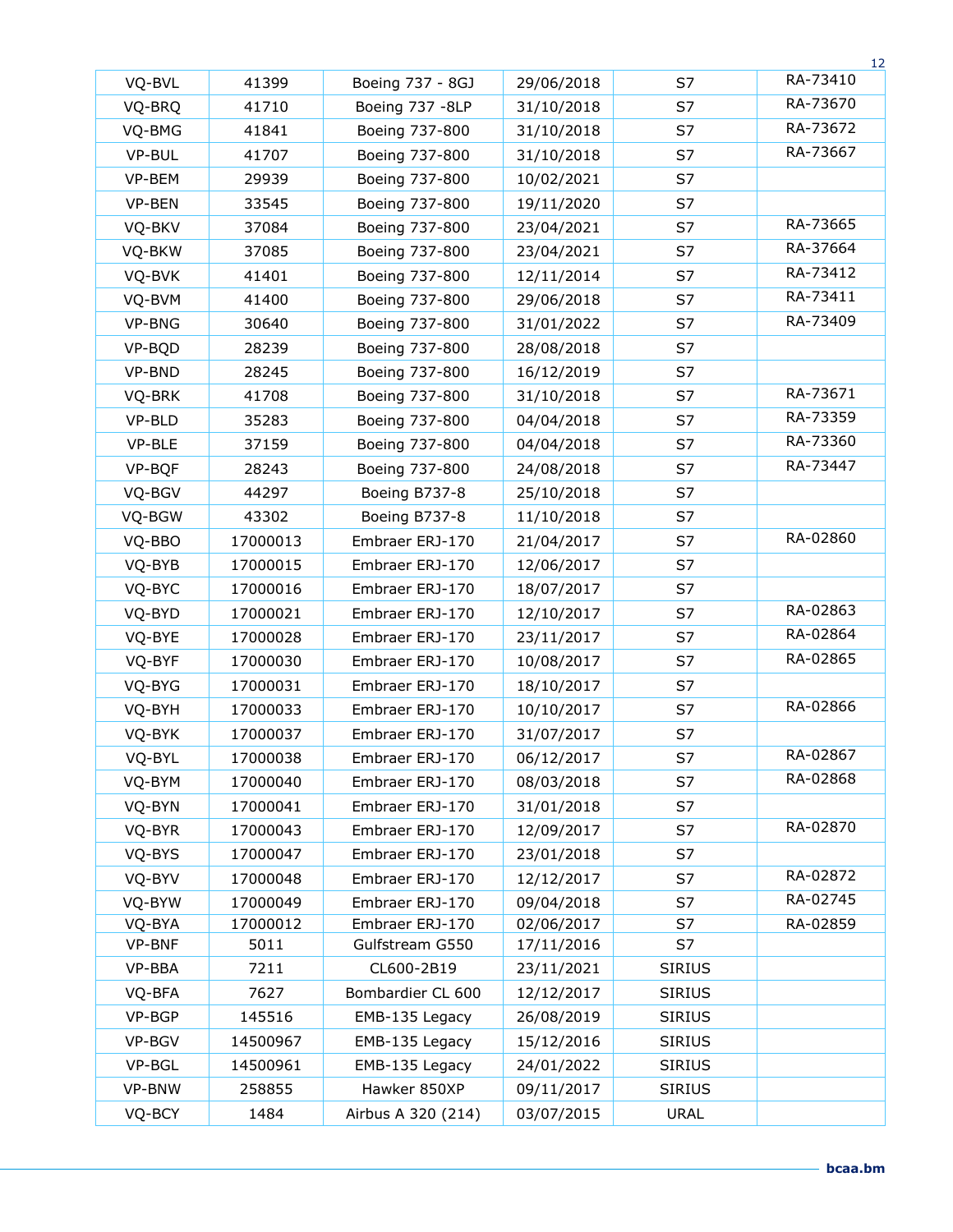| VQ-BVL | 41399 | Boeing 737 - 8GJ | 29/06/2018 | S7 | RA-73410 |
|---|---|---|---|---|---|
| VQ-BRQ | 41710 | Boeing 737 -8LP | 31/10/2018 | S7 | RA-73670 |
| VQ-BMG | 41841 | Boeing 737-800 | 31/10/2018 | S7 | RA-73672 |
| VP-BUL | 41707 | Boeing 737-800 | 31/10/2018 | S7 | RA-73667 |
| VP-BEM | 29939 | Boeing 737-800 | 10/02/2021 | S7 | |
| VP-BEN | 33545 | Boeing 737-800 | 19/11/2020 | S7 | |
| VQ-BKV | 37084 | Boeing 737-800 | 23/04/2021 | S7 | RA-73665 |
| VQ-BKW | 37085 | Boeing 737-800 | 23/04/2021 | S7 | RA-37664 |
| VQ-BVK | 41401 | Boeing 737-800 | 12/11/2014 | S7 | RA-73412 |
| VQ-BVM | 41400 | Boeing 737-800 | 29/06/2018 | S7 | RA-73411 |
| VP-BNG | 30640 | Boeing 737-800 | 31/01/2022 | S7 | RA-73409 |
| VP-BQD | 28239 | Boeing 737-800 | 28/08/2018 | S7 | |
| VP-BND | 28245 | Boeing 737-800 | 16/12/2019 | S7 | |
| VQ-BRK | 41708 | Boeing 737-800 | 31/10/2018 | S7 | RA-73671 |
| VP-BLD | 35283 | Boeing 737-800 | 04/04/2018 | S7 | RA-73359 |
| VP-BLE | 37159 | Boeing 737-800 | 04/04/2018 | S7 | RA-73360 |
| VP-BQF | 28243 | Boeing 737-800 | 24/08/2018 | S7 | RA-73447 |
| VQ-BGV | 44297 | Boeing B737-8 | 25/10/2018 | S7 | |
| VQ-BGW | 43302 | Boeing B737-8 | 11/10/2018 | S7 | |
| VQ-BBO | 17000013 | Embraer ERJ-170 | 21/04/2017 | S7 | RA-02860 |
| VQ-BYB | 17000015 | Embraer ERJ-170 | 12/06/2017 | S7 | |
| VQ-BYC | 17000016 | Embraer ERJ-170 | 18/07/2017 | S7 | |
| VQ-BYD | 17000021 | Embraer ERJ-170 | 12/10/2017 | S7 | RA-02863 |
| VQ-BYE | 17000028 | Embraer ERJ-170 | 23/11/2017 | S7 | RA-02864 |
| VQ-BYF | 17000030 | Embraer ERJ-170 | 10/08/2017 | S7 | RA-02865 |
| VQ-BYG | 17000031 | Embraer ERJ-170 | 18/10/2017 | S7 | |
| VQ-BYH | 17000033 | Embraer ERJ-170 | 10/10/2017 | S7 | RA-02866 |
| VQ-BYK | 17000037 | Embraer ERJ-170 | 31/07/2017 | S7 | |
| VQ-BYL | 17000038 | Embraer ERJ-170 | 06/12/2017 | S7 | RA-02867 |
| VQ-BYM | 17000040 | Embraer ERJ-170 | 08/03/2018 | S7 | RA-02868 |
| VQ-BYN | 17000041 | Embraer ERJ-170 | 31/01/2018 | S7 | |
| VQ-BYR | 17000043 | Embraer ERJ-170 | 12/09/2017 | S7 | RA-02870 |
| VQ-BYS | 17000047 | Embraer ERJ-170 | 23/01/2018 | S7 | |
| VQ-BYV | 17000048 | Embraer ERJ-170 | 12/12/2017 | S7 | RA-02872 |
| VQ-BYW | 17000049 | Embraer ERJ-170 | 09/04/2018 | S7 | RA-02745 |
| VQ-BYA | 17000012 | Embraer ERJ-170 | 02/06/2017 | S7 | RA-02859 |
| VP-BNF | 5011 | Gulfstream G550 | 17/11/2016 | S7 | |
| VP-BBA | 7211 | CL600-2B19 | 23/11/2021 | SIRIUS | |
| VQ-BFA | 7627 | Bombardier CL 600 | 12/12/2017 | SIRIUS | |
| VP-BGP | 145516 | EMB-135 Legacy | 26/08/2019 | SIRIUS | |
| VP-BGV | 14500967 | EMB-135 Legacy | 15/12/2016 | SIRIUS | |
| VP-BGL | 14500961 | EMB-135 Legacy | 24/01/2022 | SIRIUS | |
| VP-BNW | 258855 | Hawker 850XP | 09/11/2017 | SIRIUS | |
| VQ-BCY | 1484 | Airbus A 320 (214) | 03/07/2015 | URAL | |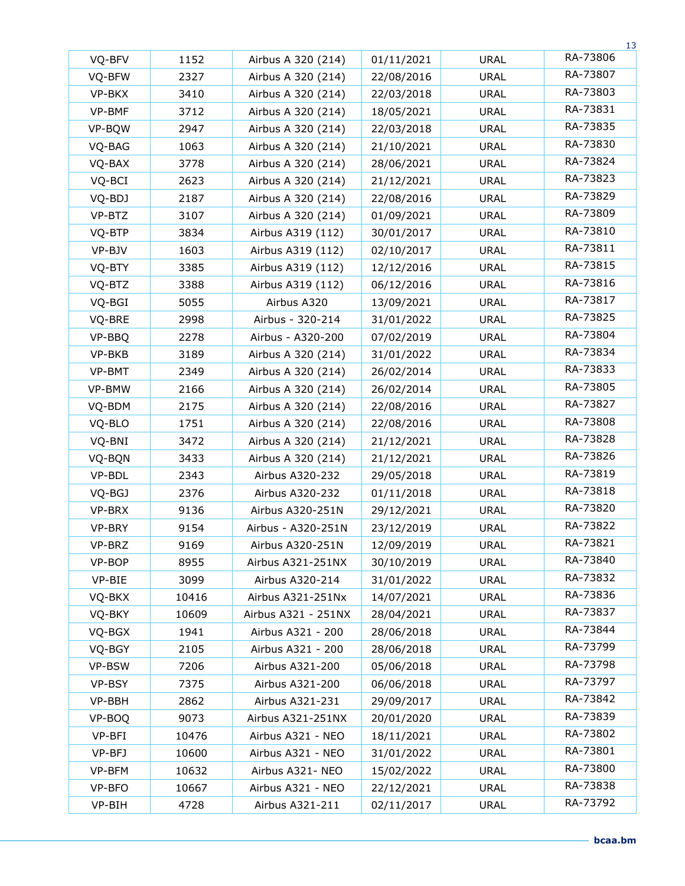| VQ-BFV | 1152 | Airbus A 320 (214) | 01/11/2021 | URAL | RA-73806 |
|---|---|---|---|---|---|
| VQ-BFW | 2327 | Airbus A 320 (214) | 22/08/2016 | URAL | RA-73807 |
| VP-BKX | 3410 | Airbus A 320 (214) | 22/03/2018 | URAL | RA-73803 |
| VP-BMF | 3712 | Airbus A 320 (214) | 18/05/2021 | URAL | RA-73831 |
| VP-BQW | 2947 | Airbus A 320 (214) | 22/03/2018 | URAL | RA-73835 |
| VQ-BAG | 1063 | Airbus A 320 (214) | 21/10/2021 | URAL | RA-73830 |
| VQ-BAX | 3778 | Airbus A 320 (214) | 28/06/2021 | URAL | RA-73824 |
| VQ-BCI | 2623 | Airbus A 320 (214) | 21/12/2021 | URAL | RA-73823 |
| VQ-BDJ | 2187 | Airbus A 320 (214) | 22/08/2016 | URAL | RA-73829 |
| VP-BTZ | 3107 | Airbus A 320 (214) | 01/09/2021 | URAL | RA-73809 |
| VQ-BTP | 3834 | Airbus A319 (112) | 30/01/2017 | URAL | RA-73810 |
| VP-BJV | 1603 | Airbus A319 (112) | 02/10/2017 | URAL | RA-73811 |
| VQ-BTY | 3385 | Airbus A319 (112) | 12/12/2016 | URAL | RA-73815 |
| VQ-BTZ | 3388 | Airbus A319 (112) | 06/12/2016 | URAL | RA-73816 |
| VQ-BGI | 5055 | Airbus A320 | 13/09/2021 | URAL | RA-73817 |
| VQ-BRE | 2998 | Airbus - 320-214 | 31/01/2022 | URAL | RA-73825 |
| VP-BBQ | 2278 | Airbus - A320-200 | 07/02/2019 | URAL | RA-73804 |
| VP-BKB | 3189 | Airbus A 320 (214) | 31/01/2022 | URAL | RA-73834 |
| VP-BMT | 2349 | Airbus A 320 (214) | 26/02/2014 | URAL | RA-73833 |
| VP-BMW | 2166 | Airbus A 320 (214) | 26/02/2014 | URAL | RA-73805 |
| VQ-BDM | 2175 | Airbus A 320 (214) | 22/08/2016 | URAL | RA-73827 |
| VQ-BLO | 1751 | Airbus A 320 (214) | 22/08/2016 | URAL | RA-73808 |
| VQ-BNI | 3472 | Airbus A 320 (214) | 21/12/2021 | URAL | RA-73828 |
| VQ-BQN | 3433 | Airbus A 320 (214) | 21/12/2021 | URAL | RA-73826 |
| VP-BDL | 2343 | Airbus A320-232 | 29/05/2018 | URAL | RA-73819 |
| VQ-BGJ | 2376 | Airbus A320-232 | 01/11/2018 | URAL | RA-73818 |
| VP-BRX | 9136 | Airbus A320-251N | 29/12/2021 | URAL | RA-73820 |
| VP-BRY | 9154 | Airbus - A320-251N | 23/12/2019 | URAL | RA-73822 |
| VP-BRZ | 9169 | Airbus A320-251N | 12/09/2019 | URAL | RA-73821 |
| VP-BOP | 8955 | Airbus A321-251NX | 30/10/2019 | URAL | RA-73840 |
| VP-BIE | 3099 | Airbus A320-214 | 31/01/2022 | URAL | RA-73832 |
| VQ-BKX | 10416 | Airbus A321-251Nx | 14/07/2021 | URAL | RA-73836 |
| VQ-BKY | 10609 | Airbus A321 - 251NX | 28/04/2021 | URAL | RA-73837 |
| VQ-BGX | 1941 | Airbus A321 - 200 | 28/06/2018 | URAL | RA-73844 |
| VQ-BGY | 2105 | Airbus A321 - 200 | 28/06/2018 | URAL | RA-73799 |
| VP-BSW | 7206 | Airbus A321-200 | 05/06/2018 | URAL | RA-73798 |
| VP-BSY | 7375 | Airbus A321-200 | 06/06/2018 | URAL | RA-73797 |
| VP-BBH | 2862 | Airbus A321-231 | 29/09/2017 | URAL | RA-73842 |
| VP-BOQ | 9073 | Airbus A321-251NX | 20/01/2020 | URAL | RA-73839 |
| VP-BFI | 10476 | Airbus A321 - NEO | 18/11/2021 | URAL | RA-73802 |
| VP-BFJ | 10600 | Airbus A321 - NEO | 31/01/2022 | URAL | RA-73801 |
| VP-BFM | 10632 | Airbus A321- NEO | 15/02/2022 | URAL | RA-73800 |
| VP-BFO | 10667 | Airbus A321 - NEO | 22/12/2021 | URAL | RA-73838 |
| VP-BIH | 4728 | Airbus A321-211 | 02/11/2017 | URAL | RA-73792 |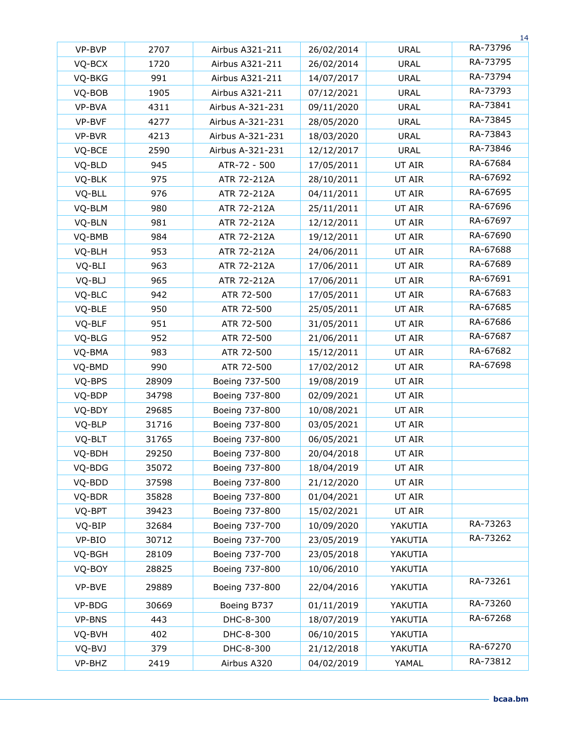| | | | | | |
|---|---|---|---|---|---|
| VP-BVP | 2707 | Airbus A321-211 | 26/02/2014 | URAL | RA-73796 |
| VQ-BCX | 1720 | Airbus A321-211 | 26/02/2014 | URAL | RA-73795 |
| VQ-BKG | 991 | Airbus A321-211 | 14/07/2017 | URAL | RA-73794 |
| VQ-BOB | 1905 | Airbus A321-211 | 07/12/2021 | URAL | RA-73793 |
| VP-BVA | 4311 | Airbus A-321-231 | 09/11/2020 | URAL | RA-73841 |
| VP-BVF | 4277 | Airbus A-321-231 | 28/05/2020 | URAL | RA-73845 |
| VP-BVR | 4213 | Airbus A-321-231 | 18/03/2020 | URAL | RA-73843 |
| VQ-BCE | 2590 | Airbus A-321-231 | 12/12/2017 | URAL | RA-73846 |
| VQ-BLD | 945 | ATR-72 - 500 | 17/05/2011 | UT AIR | RA-67684 |
| VQ-BLK | 975 | ATR 72-212A | 28/10/2011 | UT AIR | RA-67692 |
| VQ-BLL | 976 | ATR 72-212A | 04/11/2011 | UT AIR | RA-67695 |
| VQ-BLM | 980 | ATR 72-212A | 25/11/2011 | UT AIR | RA-67696 |
| VQ-BLN | 981 | ATR 72-212A | 12/12/2011 | UT AIR | RA-67697 |
| VQ-BMB | 984 | ATR 72-212A | 19/12/2011 | UT AIR | RA-67690 |
| VQ-BLH | 953 | ATR 72-212A | 24/06/2011 | UT AIR | RA-67688 |
| VQ-BLI | 963 | ATR 72-212A | 17/06/2011 | UT AIR | RA-67689 |
| VQ-BLJ | 965 | ATR 72-212A | 17/06/2011 | UT AIR | RA-67691 |
| VQ-BLC | 942 | ATR 72-500 | 17/05/2011 | UT AIR | RA-67683 |
| VQ-BLE | 950 | ATR 72-500 | 25/05/2011 | UT AIR | RA-67685 |
| VQ-BLF | 951 | ATR 72-500 | 31/05/2011 | UT AIR | RA-67686 |
| VQ-BLG | 952 | ATR 72-500 | 21/06/2011 | UT AIR | RA-67687 |
| VQ-BMA | 983 | ATR 72-500 | 15/12/2011 | UT AIR | RA-67682 |
| VQ-BMD | 990 | ATR 72-500 | 17/02/2012 | UT AIR | RA-67698 |
| VQ-BPS | 28909 | Boeing 737-500 | 19/08/2019 | UT AIR | |
| VQ-BDP | 34798 | Boeing 737-800 | 02/09/2021 | UT AIR | |
| VQ-BDY | 29685 | Boeing 737-800 | 10/08/2021 | UT AIR | |
| VQ-BLP | 31716 | Boeing 737-800 | 03/05/2021 | UT AIR | |
| VQ-BLT | 31765 | Boeing 737-800 | 06/05/2021 | UT AIR | |
| VQ-BDH | 29250 | Boeing 737-800 | 20/04/2018 | UT AIR | |
| VQ-BDG | 35072 | Boeing 737-800 | 18/04/2019 | UT AIR | |
| VQ-BDD | 37598 | Boeing 737-800 | 21/12/2020 | UT AIR | |
| VQ-BDR | 35828 | Boeing 737-800 | 01/04/2021 | UT AIR | |
| VQ-BPT | 39423 | Boeing 737-800 | 15/02/2021 | UT AIR | |
| VQ-BIP | 32684 | Boeing 737-700 | 10/09/2020 | YAKUTIA | RA-73263 |
| VP-BIO | 30712 | Boeing 737-700 | 23/05/2019 | YAKUTIA | RA-73262 |
| VQ-BGH | 28109 | Boeing 737-700 | 23/05/2018 | YAKUTIA | |
| VQ-BOY | 28825 | Boeing 737-800 | 10/06/2010 | YAKUTIA | |
| VP-BVE | 29889 | Boeing 737-800 | 22/04/2016 | YAKUTIA | RA-73261 |
| VP-BDG | 30669 | Boeing B737 | 01/11/2019 | YAKUTIA | RA-73260 |
| VP-BNS | 443 | DHC-8-300 | 18/07/2019 | YAKUTIA | RA-67268 |
| VQ-BVH | 402 | DHC-8-300 | 06/10/2015 | YAKUTIA | |
| VQ-BVJ | 379 | DHC-8-300 | 21/12/2018 | YAKUTIA | RA-67270 |
| VP-BHZ | 2419 | Airbus A320 | 04/02/2019 | YAMAL | RA-73812 |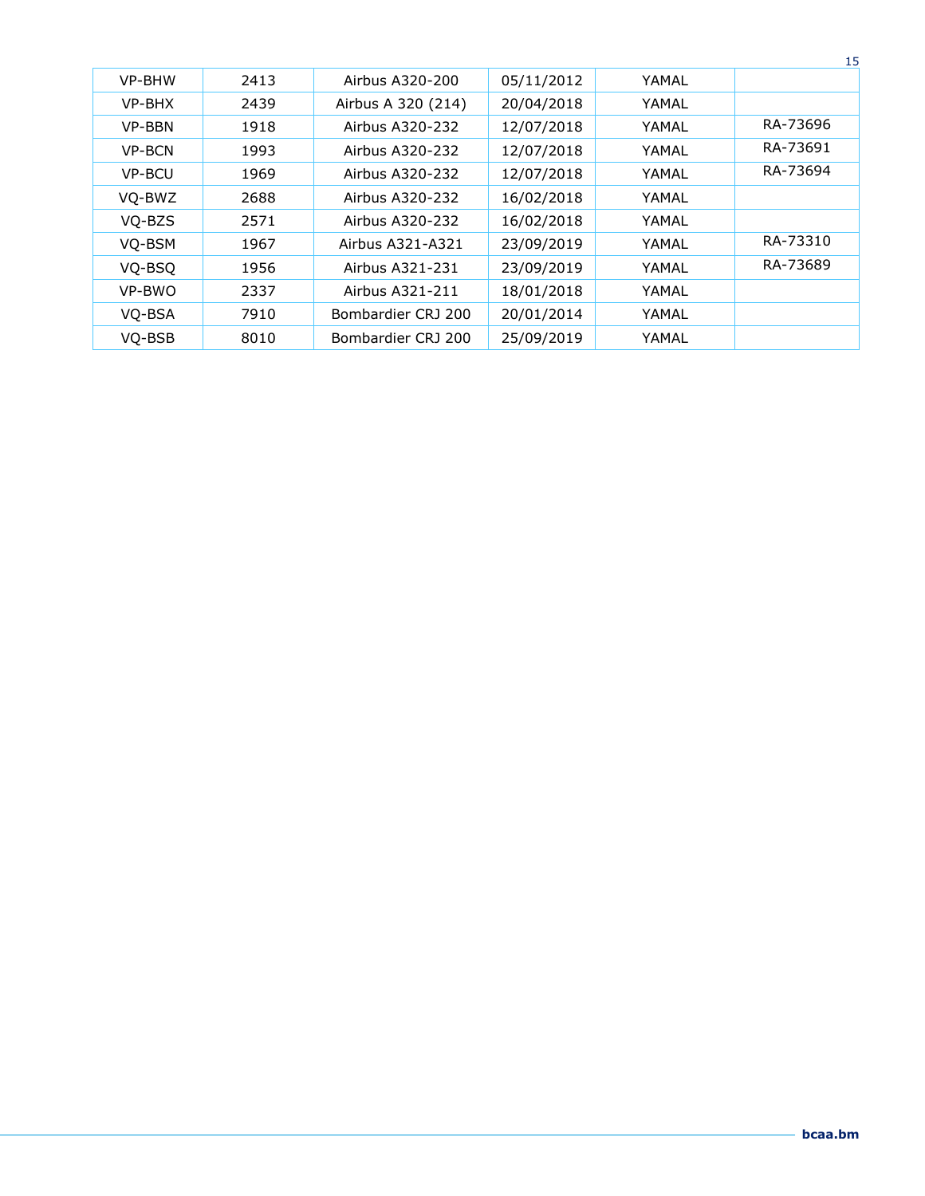| | | | | | |
|---|---|---|---|---|---|
| VP-BHW | 2413 | Airbus A320-200 | 05/11/2012 | YAMAL | |
| VP-BHX | 2439 | Airbus A 320 (214) | 20/04/2018 | YAMAL | |
| VP-BBN | 1918 | Airbus A320-232 | 12/07/2018 | YAMAL | RA-73696 |
| VP-BCN | 1993 | Airbus A320-232 | 12/07/2018 | YAMAL | RA-73691 |
| VP-BCU | 1969 | Airbus A320-232 | 12/07/2018 | YAMAL | RA-73694 |
| VQ-BWZ | 2688 | Airbus A320-232 | 16/02/2018 | YAMAL | |
| VQ-BZS | 2571 | Airbus A320-232 | 16/02/2018 | YAMAL | |
| VQ-BSM | 1967 | Airbus A321-A321 | 23/09/2019 | YAMAL | RA-73310 |
| VQ-BSQ | 1956 | Airbus A321-231 | 23/09/2019 | YAMAL | RA-73689 |
| VP-BWO | 2337 | Airbus A321-211 | 18/01/2018 | YAMAL | |
| VQ-BSA | 7910 | Bombardier CRJ 200 | 20/01/2014 | YAMAL | |
| VQ-BSB | 8010 | Bombardier CRJ 200 | 25/09/2019 | YAMAL | |